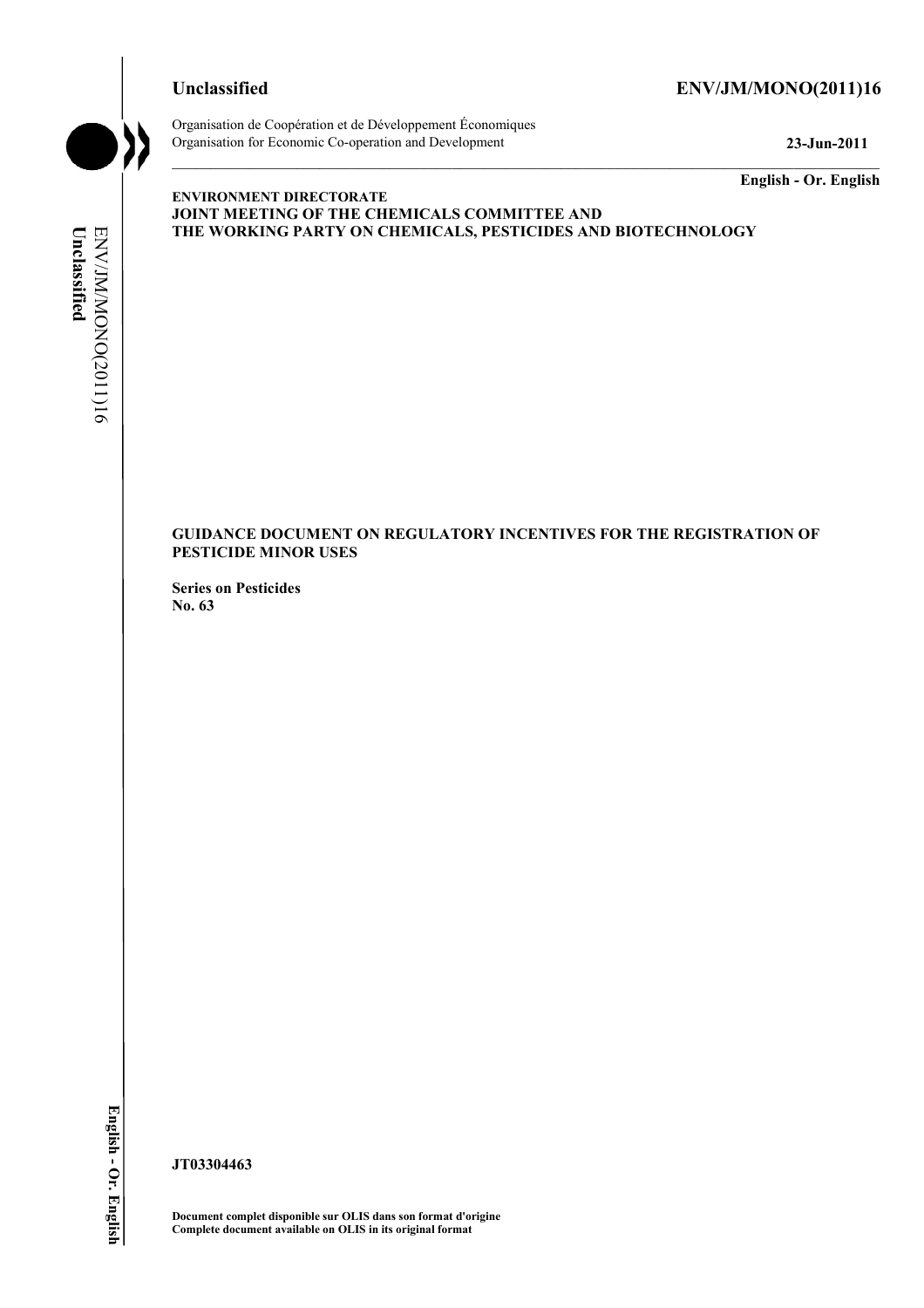**Unclassified** **ENV/JM/MONO(2011)16**

Organisation de Coopération et de Développement Économiques
Organisation for Economic Co-operation and Development **23-Jun-2011**

**English - Or. English**

**ENVIRONMENT DIRECTORATE**
**JOINT MEETING OF THE CHEMICALS COMMITTEE AND**
**THE WORKING PARTY ON CHEMICALS, PESTICIDES AND BIOTECHNOLOGY**

**GUIDANCE DOCUMENT ON REGULATORY INCENTIVES FOR THE REGISTRATION OF PESTICIDE MINOR USES**

**Series on Pesticides**
**No. 63**

**JT03304463**

**Document complet disponible sur OLIS dans son format d'origine**
**Complete document available on OLIS in its original format**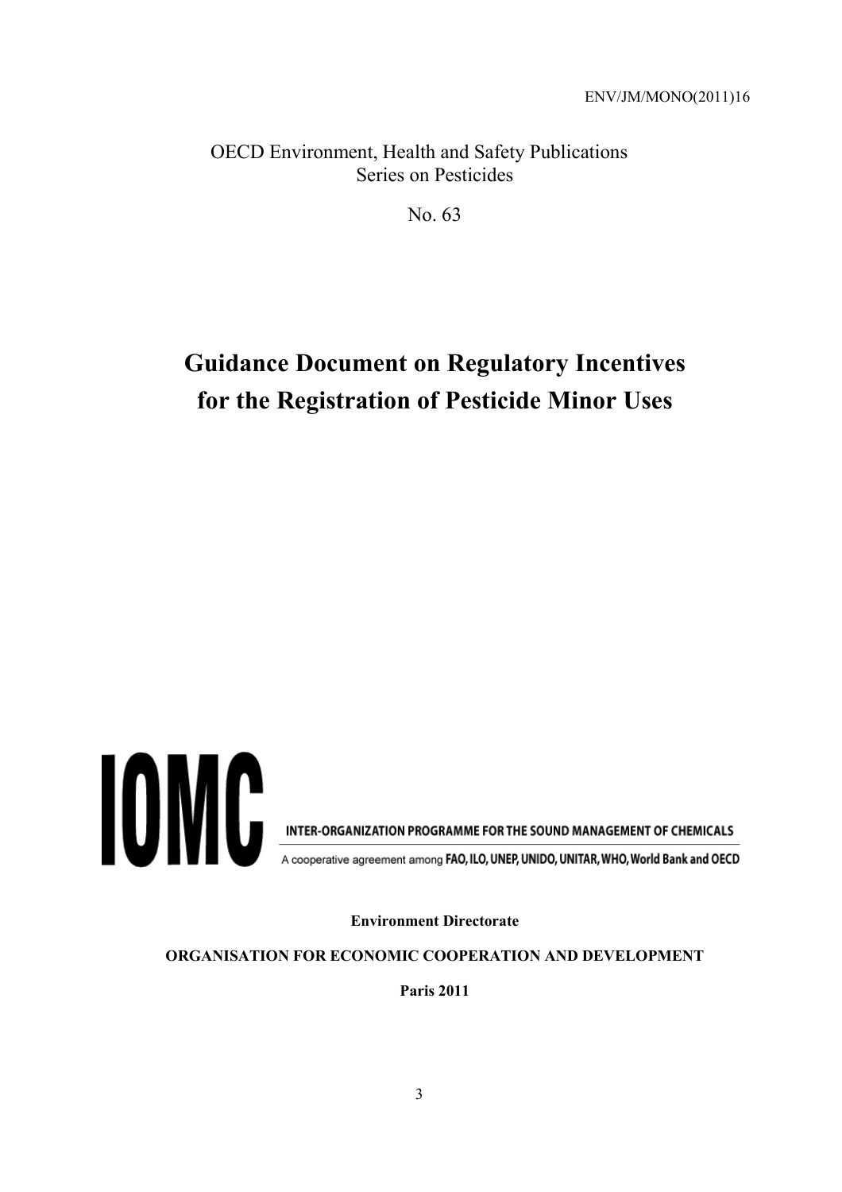ENV/JM/MONO(2011)16

OECD Environment, Health and Safety Publications
Series on Pesticides

No. 63

# Guidance Document on Regulatory Incentives for the Registration of Pesticide Minor Uses

IOMC

INTER-ORGANIZATION PROGRAMME FOR THE SOUND MANAGEMENT OF CHEMICALS

A cooperative agreement among FAO, ILO, UNEP, UNIDO, UNITAR, WHO, World Bank and OECD

**Environment Directorate**

**ORGANISATION FOR ECONOMIC COOPERATION AND DEVELOPMENT**

**Paris 2011**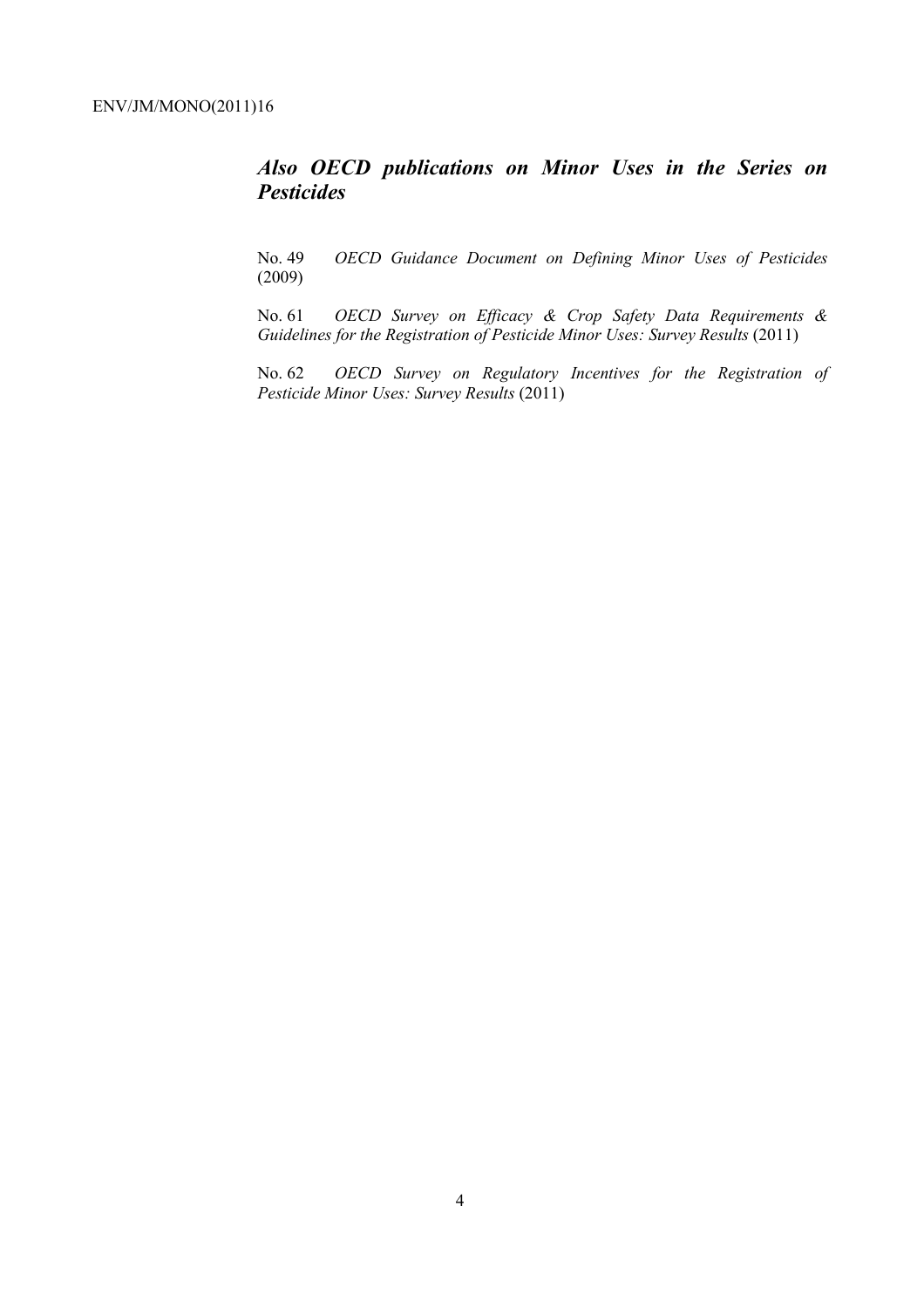## *Also OECD publications on Minor Uses in the Series on Pesticides*

No. 49 *OECD Guidance Document on Defining Minor Uses of Pesticides* (2009)

No. 61 *OECD Survey on Efficacy & Crop Safety Data Requirements & Guidelines for the Registration of Pesticide Minor Uses: Survey Results* (2011)

No. 62 *OECD Survey on Regulatory Incentives for the Registration of Pesticide Minor Uses: Survey Results* (2011)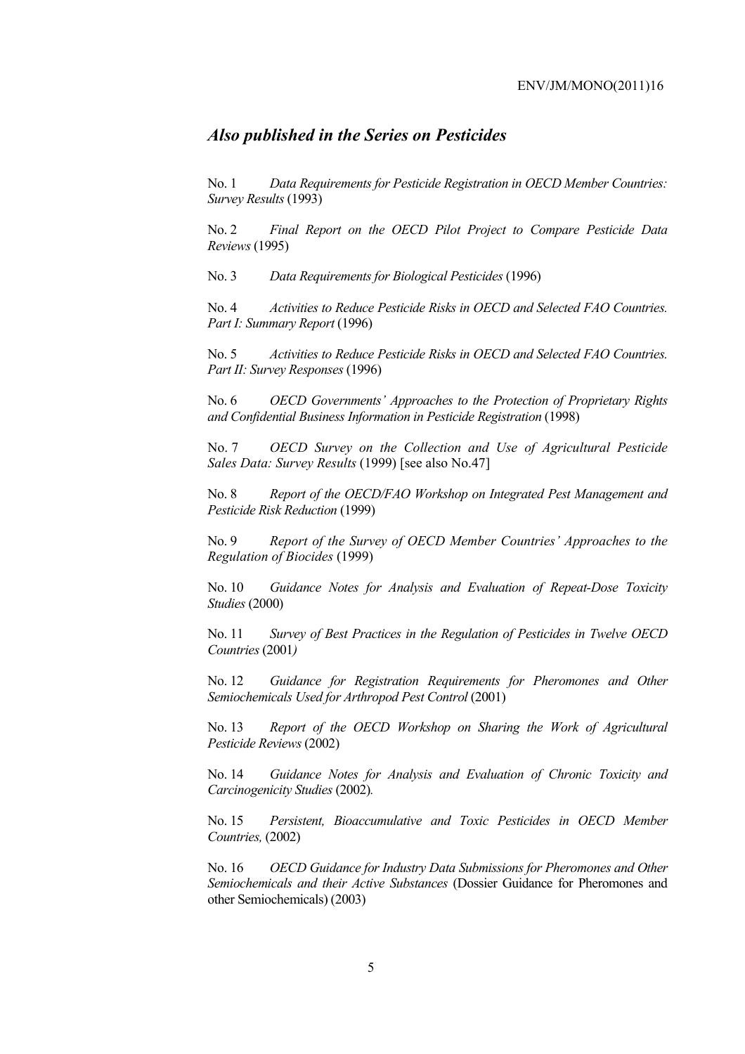## *Also published in the Series on Pesticides*

No. 1 *Data Requirements for Pesticide Registration in OECD Member Countries: Survey Results* (1993)

No. 2 *Final Report on the OECD Pilot Project to Compare Pesticide Data Reviews* (1995)

No. 3 *Data Requirements for Biological Pesticides* (1996)

No. 4 *Activities to Reduce Pesticide Risks in OECD and Selected FAO Countries. Part I: Summary Report* (1996)

No. 5 *Activities to Reduce Pesticide Risks in OECD and Selected FAO Countries. Part II: Survey Responses* (1996)

No. 6 *OECD Governments' Approaches to the Protection of Proprietary Rights and Confidential Business Information in Pesticide Registration* (1998)

No. 7 *OECD Survey on the Collection and Use of Agricultural Pesticide Sales Data: Survey Results* (1999) [see also No.47]

No. 8 *Report of the OECD/FAO Workshop on Integrated Pest Management and Pesticide Risk Reduction* (1999)

No. 9 *Report of the Survey of OECD Member Countries' Approaches to the Regulation of Biocides* (1999)

No. 10 *Guidance Notes for Analysis and Evaluation of Repeat-Dose Toxicity Studies* (2000)

No. 11 *Survey of Best Practices in the Regulation of Pesticides in Twelve OECD Countries* (2001*)*

No. 12 *Guidance for Registration Requirements for Pheromones and Other Semiochemicals Used for Arthropod Pest Control* (2001)

No. 13 *Report of the OECD Workshop on Sharing the Work of Agricultural Pesticide Reviews* (2002)

No. 14 *Guidance Notes for Analysis and Evaluation of Chronic Toxicity and Carcinogenicity Studies* (2002)*.*

No. 15 *Persistent, Bioaccumulative and Toxic Pesticides in OECD Member Countries,* (2002)

No. 16 *OECD Guidance for Industry Data Submissions for Pheromones and Other Semiochemicals and their Active Substances* (Dossier Guidance for Pheromones and other Semiochemicals) (2003)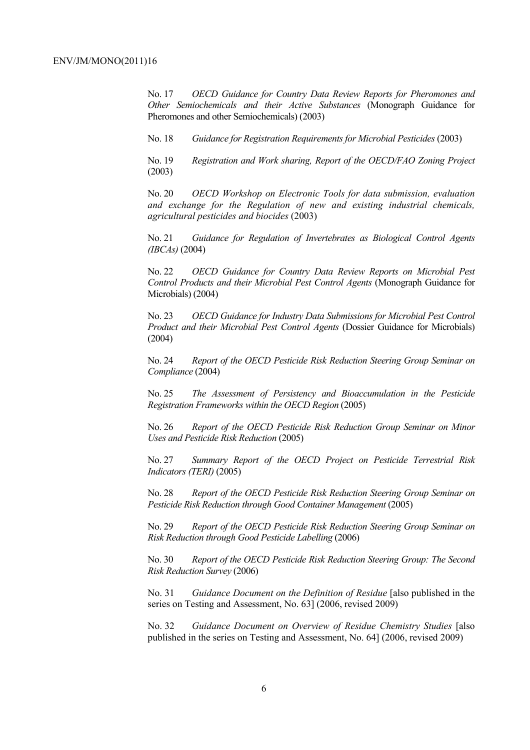No. 17 *OECD Guidance for Country Data Review Reports for Pheromones and Other Semiochemicals and their Active Substances* (Monograph Guidance for Pheromones and other Semiochemicals) (2003)

No. 18 *Guidance for Registration Requirements for Microbial Pesticides* (2003)

No. 19 *Registration and Work sharing, Report of the OECD/FAO Zoning Project* (2003)

No. 20 *OECD Workshop on Electronic Tools for data submission, evaluation and exchange for the Regulation of new and existing industrial chemicals, agricultural pesticides and biocides* (2003)

No. 21 *Guidance for Regulation of Invertebrates as Biological Control Agents (IBCAs)* (2004)

No. 22 *OECD Guidance for Country Data Review Reports on Microbial Pest Control Products and their Microbial Pest Control Agents* (Monograph Guidance for Microbials) (2004)

No. 23 *OECD Guidance for Industry Data Submissions for Microbial Pest Control Product and their Microbial Pest Control Agents* (Dossier Guidance for Microbials) (2004)

No. 24 *Report of the OECD Pesticide Risk Reduction Steering Group Seminar on Compliance* (2004)

No. 25 *The Assessment of Persistency and Bioaccumulation in the Pesticide Registration Frameworks within the OECD Region* (2005)

No. 26 *Report of the OECD Pesticide Risk Reduction Group Seminar on Minor Uses and Pesticide Risk Reduction* (2005)

No. 27 *Summary Report of the OECD Project on Pesticide Terrestrial Risk Indicators (TERI)* (2005)

No. 28 *Report of the OECD Pesticide Risk Reduction Steering Group Seminar on Pesticide Risk Reduction through Good Container Management* (2005)

No. 29 *Report of the OECD Pesticide Risk Reduction Steering Group Seminar on Risk Reduction through Good Pesticide Labelling* (2006)

No. 30 *Report of the OECD Pesticide Risk Reduction Steering Group: The Second Risk Reduction Survey* (2006)

No. 31 *Guidance Document on the Definition of Residue* [also published in the series on Testing and Assessment, No. 63] (2006, revised 2009)

No. 32 *Guidance Document on Overview of Residue Chemistry Studies* [also published in the series on Testing and Assessment, No. 64] (2006, revised 2009)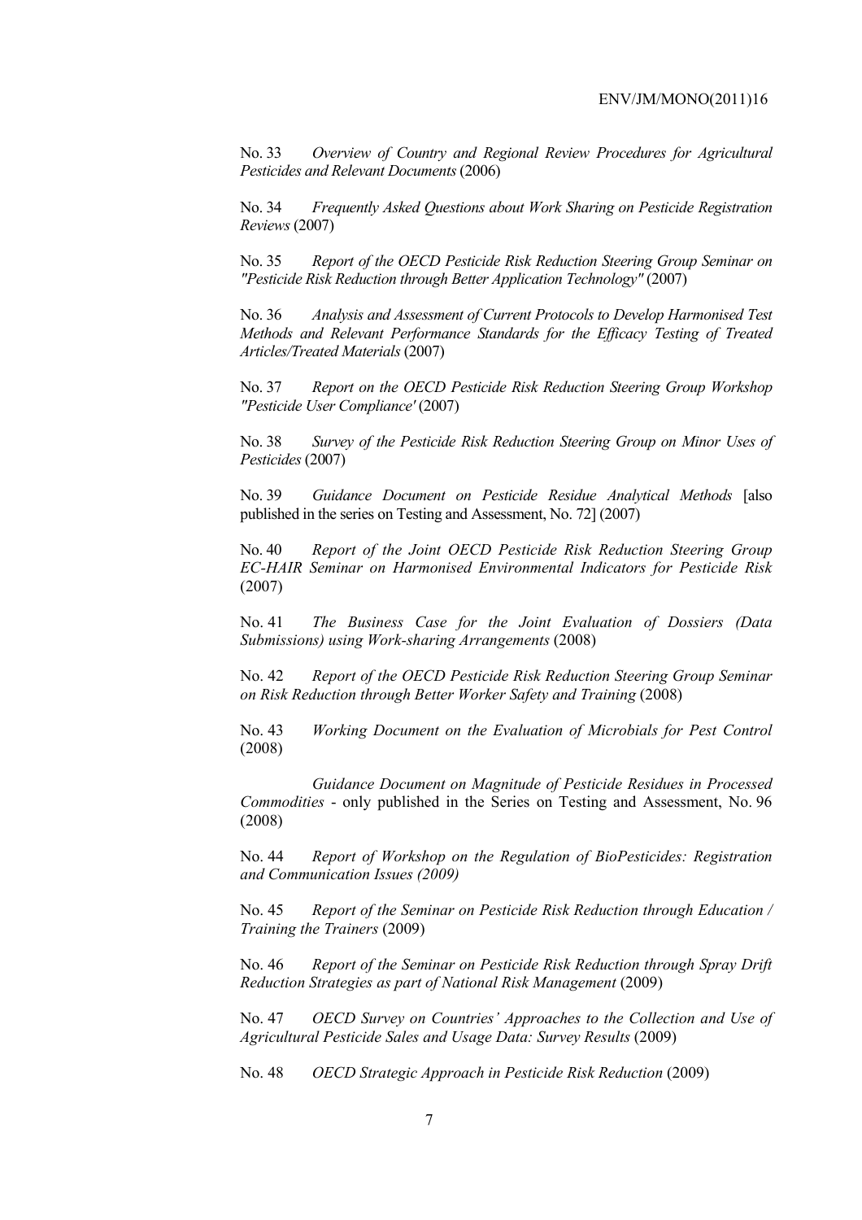No. 33 *Overview of Country and Regional Review Procedures for Agricultural Pesticides and Relevant Documents* (2006)

No. 34 *Frequently Asked Questions about Work Sharing on Pesticide Registration Reviews* (2007)

No. 35 *Report of the OECD Pesticide Risk Reduction Steering Group Seminar on "Pesticide Risk Reduction through Better Application Technology"* (2007)

No. 36 *Analysis and Assessment of Current Protocols to Develop Harmonised Test Methods and Relevant Performance Standards for the Efficacy Testing of Treated Articles/Treated Materials* (2007)

No. 37 *Report on the OECD Pesticide Risk Reduction Steering Group Workshop "Pesticide User Compliance'* (2007)

No. 38 *Survey of the Pesticide Risk Reduction Steering Group on Minor Uses of Pesticides* (2007)

No. 39 *Guidance Document on Pesticide Residue Analytical Methods* [also published in the series on Testing and Assessment, No. 72] (2007)

No. 40 *Report of the Joint OECD Pesticide Risk Reduction Steering Group EC-HAIR Seminar on Harmonised Environmental Indicators for Pesticide Risk* (2007)

No. 41 *The Business Case for the Joint Evaluation of Dossiers (Data Submissions) using Work-sharing Arrangements* (2008)

No. 42 *Report of the OECD Pesticide Risk Reduction Steering Group Seminar on Risk Reduction through Better Worker Safety and Training* (2008)

No. 43 *Working Document on the Evaluation of Microbials for Pest Control* (2008)

*Guidance Document on Magnitude of Pesticide Residues in Processed Commodities* - only published in the Series on Testing and Assessment, No. 96 (2008)

No. 44 *Report of Workshop on the Regulation of BioPesticides: Registration and Communication Issues (2009)*

No. 45 *Report of the Seminar on Pesticide Risk Reduction through Education / Training the Trainers* (2009)

No. 46 *Report of the Seminar on Pesticide Risk Reduction through Spray Drift Reduction Strategies as part of National Risk Management* (2009)

No. 47 *OECD Survey on Countries' Approaches to the Collection and Use of Agricultural Pesticide Sales and Usage Data: Survey Results* (2009)

No. 48 *OECD Strategic Approach in Pesticide Risk Reduction* (2009)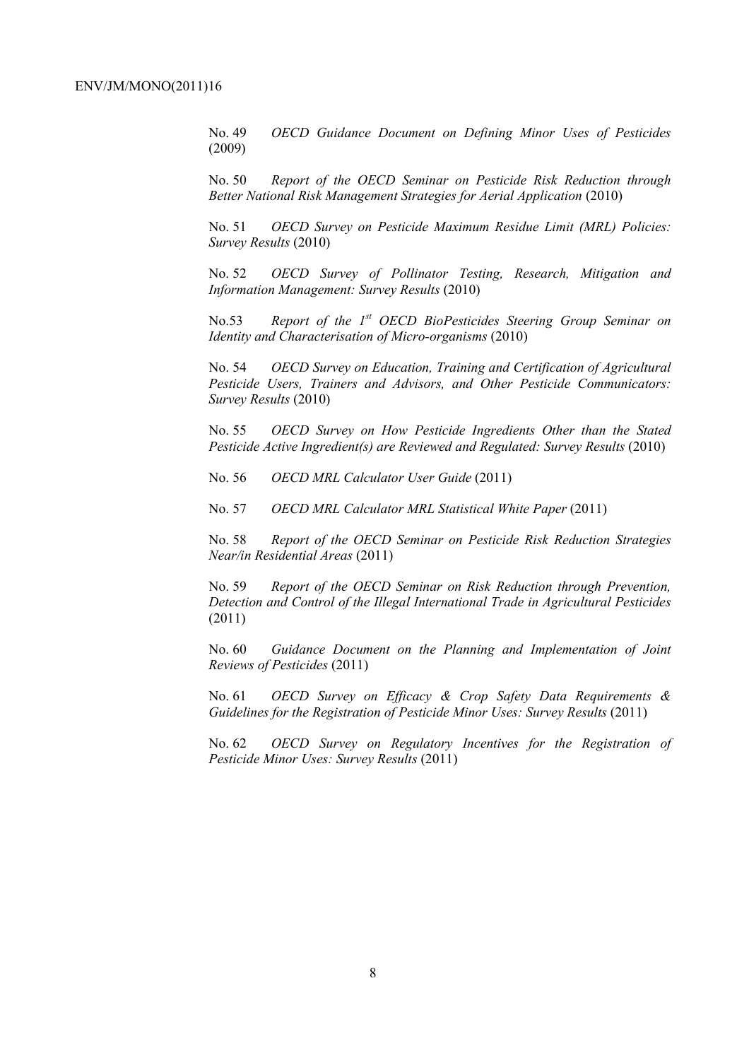No. 49 *OECD Guidance Document on Defining Minor Uses of Pesticides* (2009)

No. 50 *Report of the OECD Seminar on Pesticide Risk Reduction through Better National Risk Management Strategies for Aerial Application* (2010)

No. 51 *OECD Survey on Pesticide Maximum Residue Limit (MRL) Policies: Survey Results* (2010)

No. 52 *OECD Survey of Pollinator Testing, Research, Mitigation and Information Management: Survey Results* (2010)

No.53 *Report of the 1st OECD BioPesticides Steering Group Seminar on Identity and Characterisation of Micro-organisms* (2010)

No. 54 *OECD Survey on Education, Training and Certification of Agricultural Pesticide Users, Trainers and Advisors, and Other Pesticide Communicators: Survey Results* (2010)

No. 55 *OECD Survey on How Pesticide Ingredients Other than the Stated Pesticide Active Ingredient(s) are Reviewed and Regulated: Survey Results* (2010)

No. 56 *OECD MRL Calculator User Guide* (2011)

No. 57 *OECD MRL Calculator MRL Statistical White Paper* (2011)

No. 58 *Report of the OECD Seminar on Pesticide Risk Reduction Strategies Near/in Residential Areas* (2011)

No. 59 *Report of the OECD Seminar on Risk Reduction through Prevention, Detection and Control of the Illegal International Trade in Agricultural Pesticides* (2011)

No. 60 *Guidance Document on the Planning and Implementation of Joint Reviews of Pesticides* (2011)

No. 61 *OECD Survey on Efficacy & Crop Safety Data Requirements & Guidelines for the Registration of Pesticide Minor Uses: Survey Results* (2011)

No. 62 *OECD Survey on Regulatory Incentives for the Registration of Pesticide Minor Uses: Survey Results* (2011)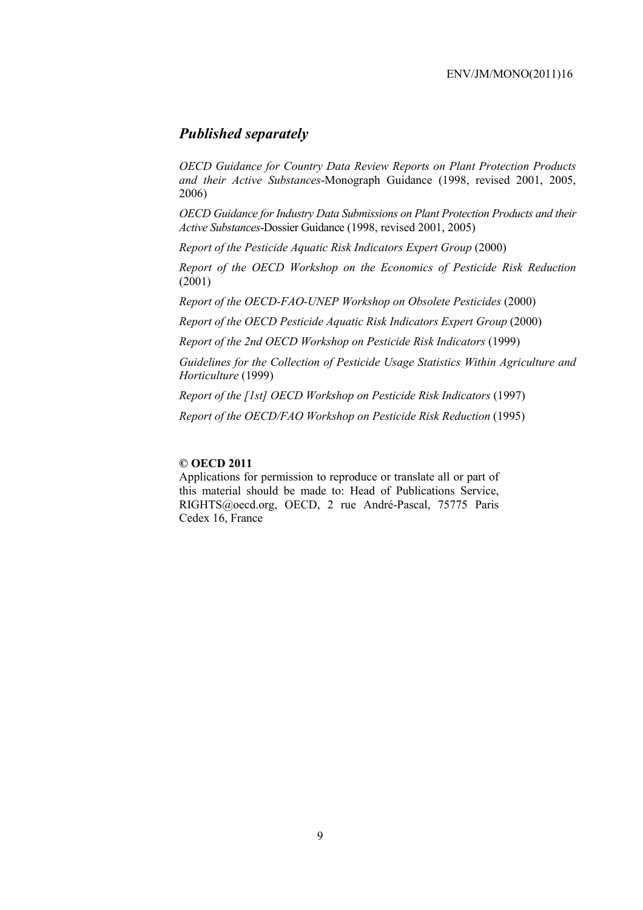## *Published separately*

*OECD Guidance for Country Data Review Reports on Plant Protection Products and their Active Substances*-Monograph Guidance (1998, revised 2001, 2005, 2006)

*OECD Guidance for Industry Data Submissions on Plant Protection Products and their Active Substances*-Dossier Guidance (1998, revised 2001, 2005)

*Report of the Pesticide Aquatic Risk Indicators Expert Group* (2000)

*Report of the OECD Workshop on the Economics of Pesticide Risk Reduction* (2001)

*Report of the OECD-FAO-UNEP Workshop on Obsolete Pesticides* (2000)

*Report of the OECD Pesticide Aquatic Risk Indicators Expert Group* (2000)

*Report of the 2nd OECD Workshop on Pesticide Risk Indicators* (1999)

*Guidelines for the Collection of Pesticide Usage Statistics Within Agriculture and Horticulture* (1999)

*Report of the [1st] OECD Workshop on Pesticide Risk Indicators* (1997)

*Report of the OECD/FAO Workshop on Pesticide Risk Reduction* (1995)

**© OECD 2011**

Applications for permission to reproduce or translate all or part of this material should be made to: Head of Publications Service, RIGHTS@oecd.org, OECD, 2 rue André-Pascal, 75775 Paris Cedex 16, France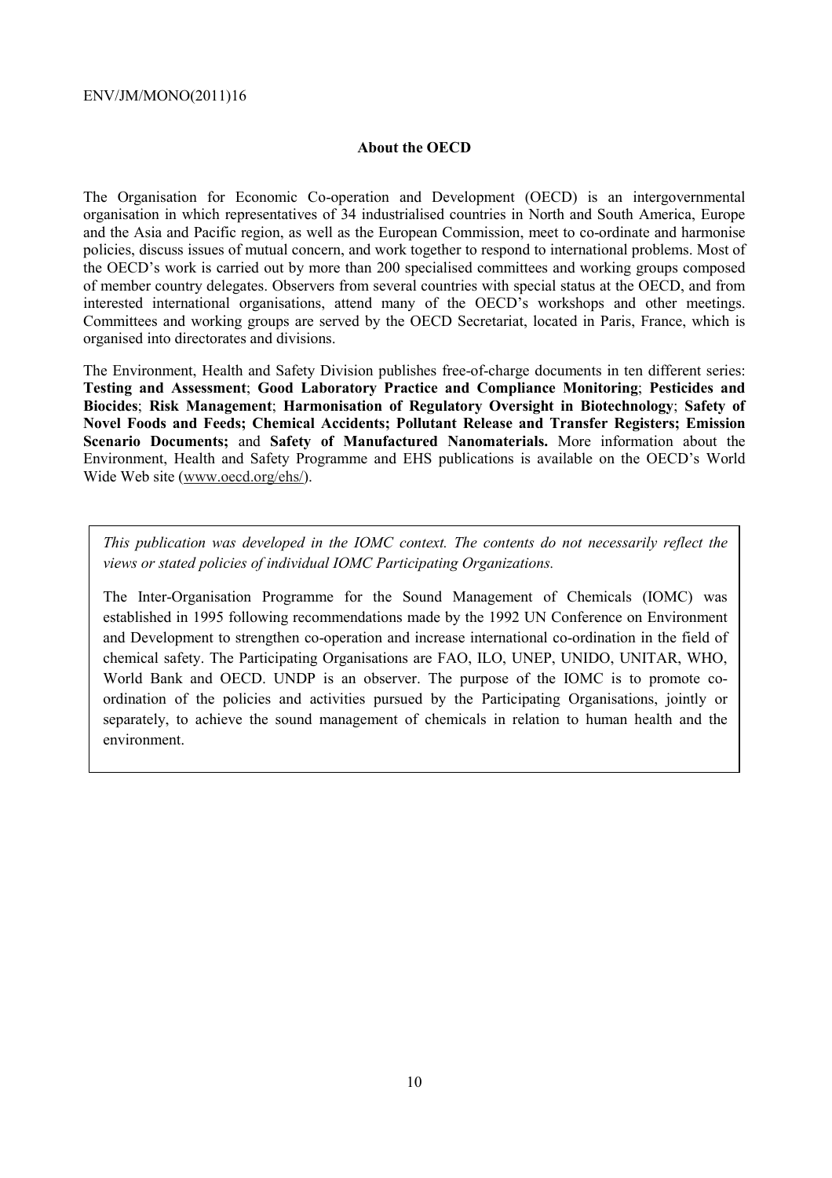## About the OECD

The Organisation for Economic Co-operation and Development (OECD) is an intergovernmental organisation in which representatives of 34 industrialised countries in North and South America, Europe and the Asia and Pacific region, as well as the European Commission, meet to co-ordinate and harmonise policies, discuss issues of mutual concern, and work together to respond to international problems. Most of the OECD's work is carried out by more than 200 specialised committees and working groups composed of member country delegates. Observers from several countries with special status at the OECD, and from interested international organisations, attend many of the OECD's workshops and other meetings. Committees and working groups are served by the OECD Secretariat, located in Paris, France, which is organised into directorates and divisions.

The Environment, Health and Safety Division publishes free-of-charge documents in ten different series: **Testing and Assessment**; **Good Laboratory Practice and Compliance Monitoring**; **Pesticides and Biocides**; **Risk Management**; **Harmonisation of Regulatory Oversight in Biotechnology**; **Safety of Novel Foods and Feeds; Chemical Accidents; Pollutant Release and Transfer Registers; Emission Scenario Documents;** and **Safety of Manufactured Nanomaterials.** More information about the Environment, Health and Safety Programme and EHS publications is available on the OECD's World Wide Web site (www.oecd.org/ehs/).

*This publication was developed in the IOMC context. The contents do not necessarily reflect the views or stated policies of individual IOMC Participating Organizations.*

The Inter-Organisation Programme for the Sound Management of Chemicals (IOMC) was established in 1995 following recommendations made by the 1992 UN Conference on Environment and Development to strengthen co-operation and increase international co-ordination in the field of chemical safety. The Participating Organisations are FAO, ILO, UNEP, UNIDO, UNITAR, WHO, World Bank and OECD. UNDP is an observer. The purpose of the IOMC is to promote co-ordination of the policies and activities pursued by the Participating Organisations, jointly or separately, to achieve the sound management of chemicals in relation to human health and the environment.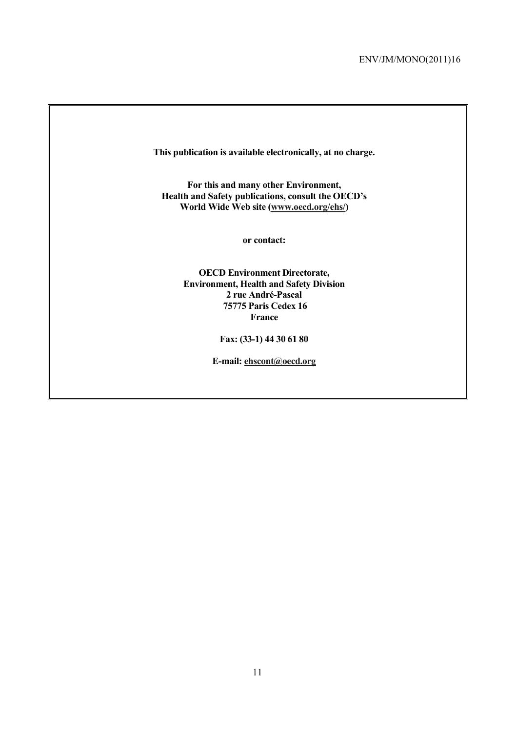**This publication is available electronically, at no charge.**

**For this and many other Environment,**
**Health and Safety publications, consult the OECD's**
**World Wide Web site (www.oecd.org/ehs/)**

**or contact:**

**OECD Environment Directorate,**
**Environment, Health and Safety Division**
**2 rue André-Pascal**
**75775 Paris Cedex 16**
**France**

**Fax: (33-1) 44 30 61 80**

**E-mail: ehscont@oecd.org**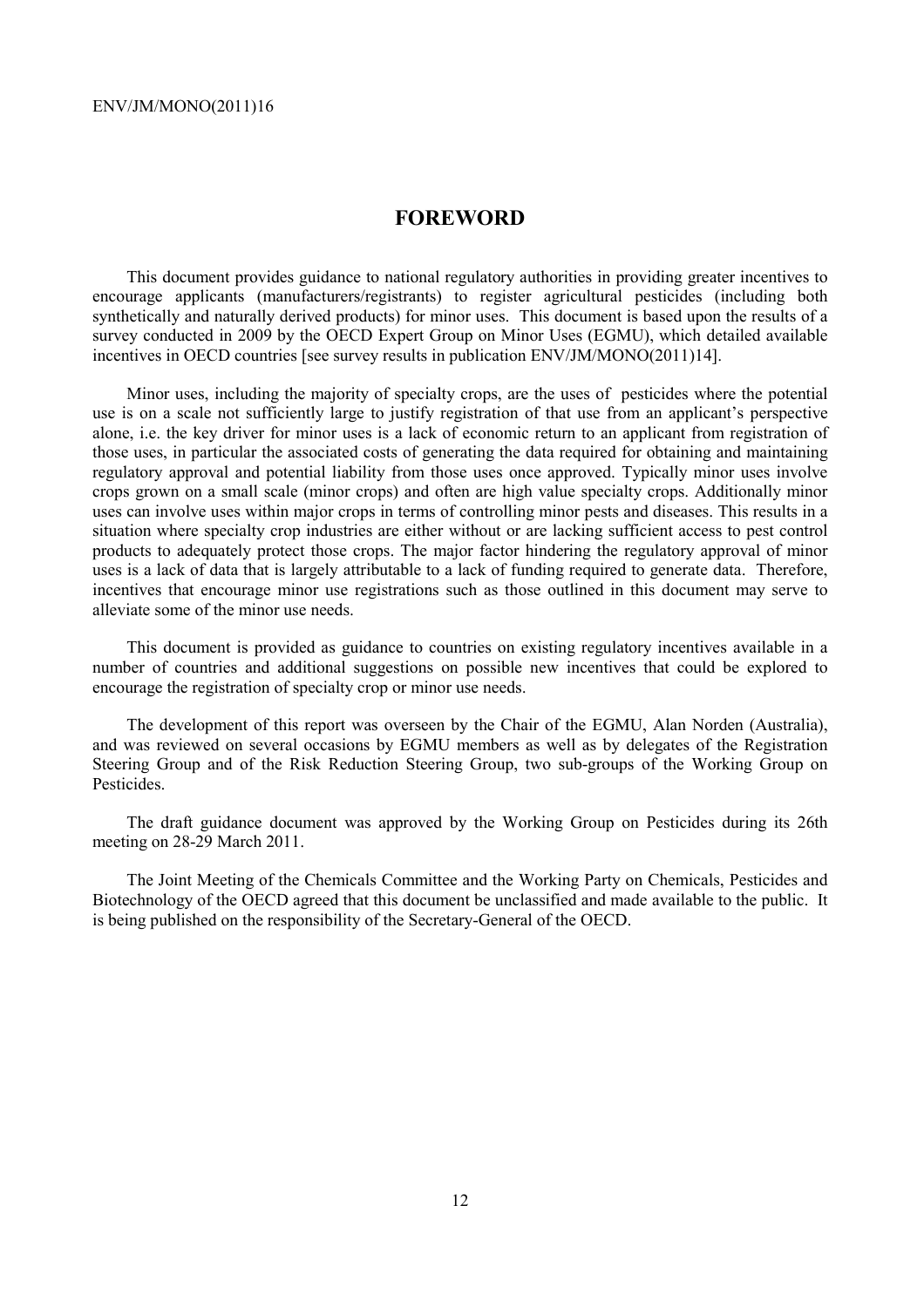# FOREWORD

This document provides guidance to national regulatory authorities in providing greater incentives to encourage applicants (manufacturers/registrants) to register agricultural pesticides (including both synthetically and naturally derived products) for minor uses. This document is based upon the results of a survey conducted in 2009 by the OECD Expert Group on Minor Uses (EGMU), which detailed available incentives in OECD countries [see survey results in publication ENV/JM/MONO(2011)14].

Minor uses, including the majority of specialty crops, are the uses of pesticides where the potential use is on a scale not sufficiently large to justify registration of that use from an applicant's perspective alone, i.e. the key driver for minor uses is a lack of economic return to an applicant from registration of those uses, in particular the associated costs of generating the data required for obtaining and maintaining regulatory approval and potential liability from those uses once approved. Typically minor uses involve crops grown on a small scale (minor crops) and often are high value specialty crops. Additionally minor uses can involve uses within major crops in terms of controlling minor pests and diseases. This results in a situation where specialty crop industries are either without or are lacking sufficient access to pest control products to adequately protect those crops. The major factor hindering the regulatory approval of minor uses is a lack of data that is largely attributable to a lack of funding required to generate data. Therefore, incentives that encourage minor use registrations such as those outlined in this document may serve to alleviate some of the minor use needs.

This document is provided as guidance to countries on existing regulatory incentives available in a number of countries and additional suggestions on possible new incentives that could be explored to encourage the registration of specialty crop or minor use needs.

The development of this report was overseen by the Chair of the EGMU, Alan Norden (Australia), and was reviewed on several occasions by EGMU members as well as by delegates of the Registration Steering Group and of the Risk Reduction Steering Group, two sub-groups of the Working Group on Pesticides.

The draft guidance document was approved by the Working Group on Pesticides during its 26th meeting on 28-29 March 2011.

The Joint Meeting of the Chemicals Committee and the Working Party on Chemicals, Pesticides and Biotechnology of the OECD agreed that this document be unclassified and made available to the public. It is being published on the responsibility of the Secretary-General of the OECD.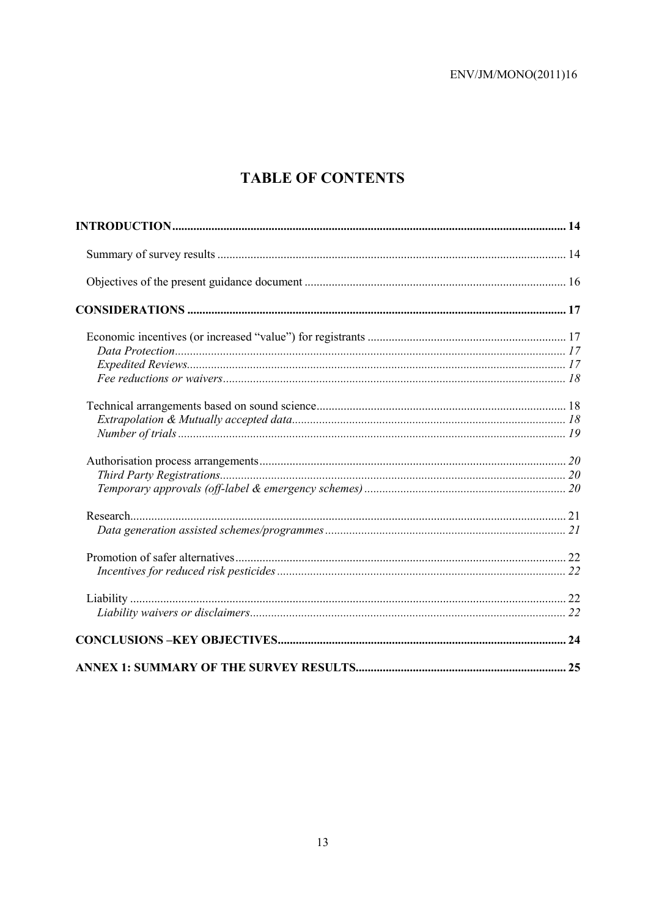# TABLE OF CONTENTS

**INTRODUCTION** ................................................................................................................................. **14**

Summary of survey results ................................................................................................................ 14

Objectives of the present guidance document .................................................................................... 16

**CONSIDERATIONS** ............................................................................................................................ **17**

Economic incentives (or increased "value") for registrants .................................................................. 17

*Data Protection* ......................................................................................................................... *17*

*Expedited Reviews* ..................................................................................................................... *17*

*Fee reductions or waivers* .......................................................................................................... *18*

Technical arrangements based on sound science ................................................................................. 18

*Extrapolation & Mutually accepted data* ..................................................................................... *18*

*Number of trials* ......................................................................................................................... *19*

Authorisation process arrangements .................................................................................................... 20

*Third Party Registrations* ........................................................................................................... *20*

*Temporary approvals (off-label & emergency schemes)* ................................................................ *20*

Research .............................................................................................................................................. 21

*Data generation assisted schemes/programmes* ............................................................................ *21*

Promotion of safer alternatives ............................................................................................................ 22

*Incentives for reduced risk pesticides* .......................................................................................... *22*

Liability ............................................................................................................................................... 22

*Liability waivers or disclaimers* .................................................................................................. *22*

**CONCLUSIONS –KEY OBJECTIVES** .................................................................................................. **24**

**ANNEX 1: SUMMARY OF THE SURVEY RESULTS** ........................................................................ **25**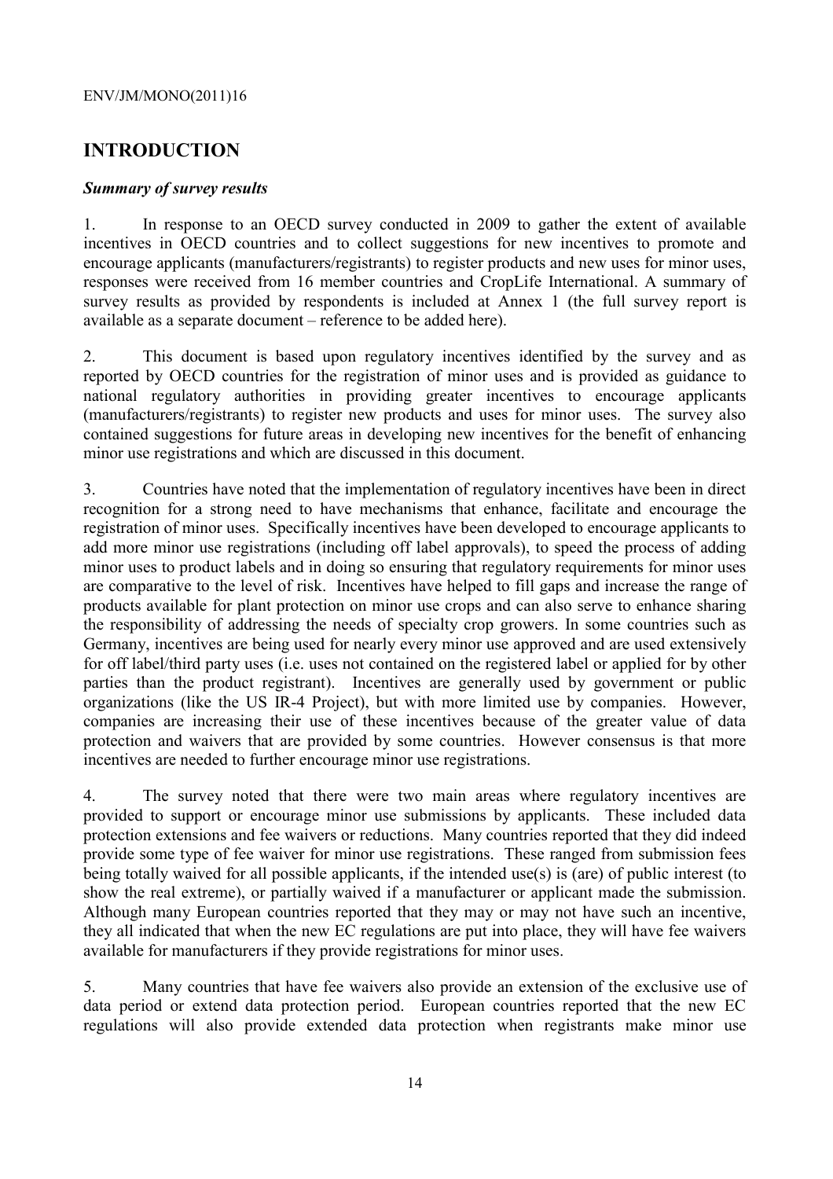# INTRODUCTION

***Summary of survey results***

1. In response to an OECD survey conducted in 2009 to gather the extent of available incentives in OECD countries and to collect suggestions for new incentives to promote and encourage applicants (manufacturers/registrants) to register products and new uses for minor uses, responses were received from 16 member countries and CropLife International. A summary of survey results as provided by respondents is included at Annex 1 (the full survey report is available as a separate document – reference to be added here).

2. This document is based upon regulatory incentives identified by the survey and as reported by OECD countries for the registration of minor uses and is provided as guidance to national regulatory authorities in providing greater incentives to encourage applicants (manufacturers/registrants) to register new products and uses for minor uses. The survey also contained suggestions for future areas in developing new incentives for the benefit of enhancing minor use registrations and which are discussed in this document.

3. Countries have noted that the implementation of regulatory incentives have been in direct recognition for a strong need to have mechanisms that enhance, facilitate and encourage the registration of minor uses. Specifically incentives have been developed to encourage applicants to add more minor use registrations (including off label approvals), to speed the process of adding minor uses to product labels and in doing so ensuring that regulatory requirements for minor uses are comparative to the level of risk. Incentives have helped to fill gaps and increase the range of products available for plant protection on minor use crops and can also serve to enhance sharing the responsibility of addressing the needs of specialty crop growers. In some countries such as Germany, incentives are being used for nearly every minor use approved and are used extensively for off label/third party uses (i.e. uses not contained on the registered label or applied for by other parties than the product registrant). Incentives are generally used by government or public organizations (like the US IR-4 Project), but with more limited use by companies. However, companies are increasing their use of these incentives because of the greater value of data protection and waivers that are provided by some countries. However consensus is that more incentives are needed to further encourage minor use registrations.

4. The survey noted that there were two main areas where regulatory incentives are provided to support or encourage minor use submissions by applicants. These included data protection extensions and fee waivers or reductions. Many countries reported that they did indeed provide some type of fee waiver for minor use registrations. These ranged from submission fees being totally waived for all possible applicants, if the intended use(s) is (are) of public interest (to show the real extreme), or partially waived if a manufacturer or applicant made the submission. Although many European countries reported that they may or may not have such an incentive, they all indicated that when the new EC regulations are put into place, they will have fee waivers available for manufacturers if they provide registrations for minor uses.

5. Many countries that have fee waivers also provide an extension of the exclusive use of data period or extend data protection period. European countries reported that the new EC regulations will also provide extended data protection when registrants make minor use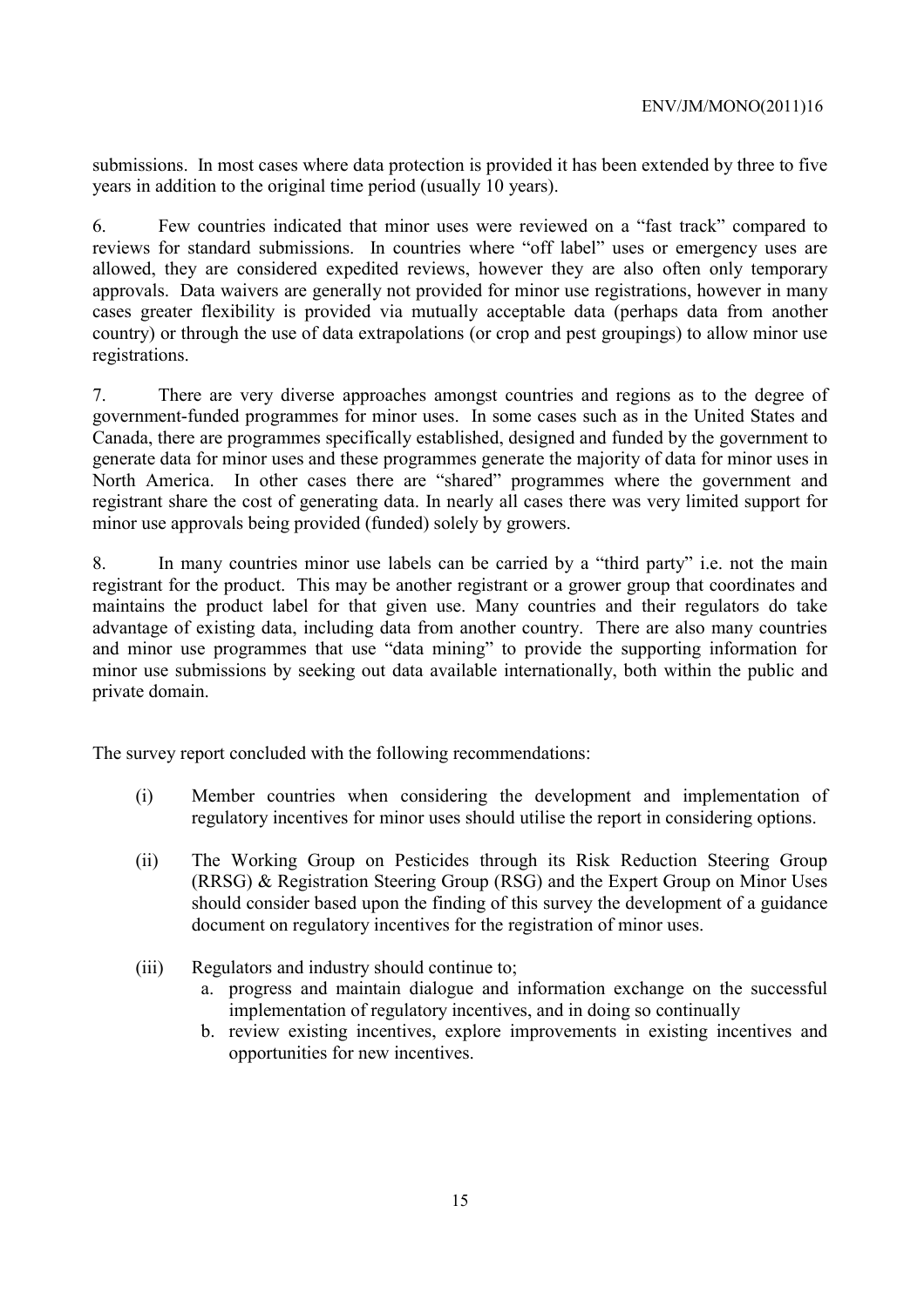submissions. In most cases where data protection is provided it has been extended by three to five years in addition to the original time period (usually 10 years).

6. Few countries indicated that minor uses were reviewed on a "fast track" compared to reviews for standard submissions. In countries where "off label" uses or emergency uses are allowed, they are considered expedited reviews, however they are also often only temporary approvals. Data waivers are generally not provided for minor use registrations, however in many cases greater flexibility is provided via mutually acceptable data (perhaps data from another country) or through the use of data extrapolations (or crop and pest groupings) to allow minor use registrations.

7. There are very diverse approaches amongst countries and regions as to the degree of government-funded programmes for minor uses. In some cases such as in the United States and Canada, there are programmes specifically established, designed and funded by the government to generate data for minor uses and these programmes generate the majority of data for minor uses in North America. In other cases there are "shared" programmes where the government and registrant share the cost of generating data. In nearly all cases there was very limited support for minor use approvals being provided (funded) solely by growers.

8. In many countries minor use labels can be carried by a "third party" i.e. not the main registrant for the product. This may be another registrant or a grower group that coordinates and maintains the product label for that given use. Many countries and their regulators do take advantage of existing data, including data from another country. There are also many countries and minor use programmes that use "data mining" to provide the supporting information for minor use submissions by seeking out data available internationally, both within the public and private domain.

The survey report concluded with the following recommendations:

(i) Member countries when considering the development and implementation of regulatory incentives for minor uses should utilise the report in considering options.

(ii) The Working Group on Pesticides through its Risk Reduction Steering Group (RRSG) & Registration Steering Group (RSG) and the Expert Group on Minor Uses should consider based upon the finding of this survey the development of a guidance document on regulatory incentives for the registration of minor uses.

(iii) Regulators and industry should continue to;
   a. progress and maintain dialogue and information exchange on the successful implementation of regulatory incentives, and in doing so continually
   b. review existing incentives, explore improvements in existing incentives and opportunities for new incentives.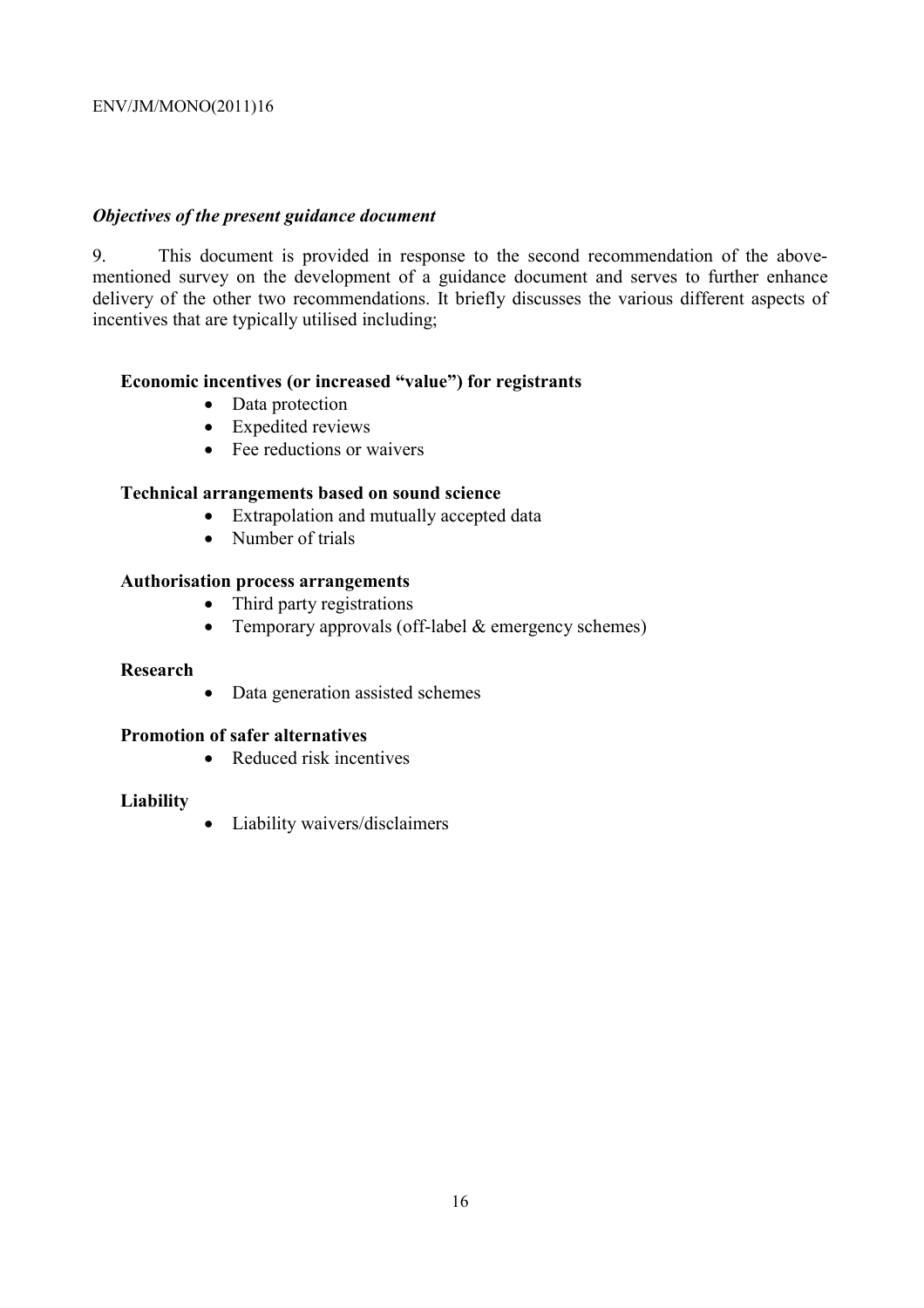### *Objectives of the present guidance document*

9. This document is provided in response to the second recommendation of the above-mentioned survey on the development of a guidance document and serves to further enhance delivery of the other two recommendations. It briefly discusses the various different aspects of incentives that are typically utilised including;

**Economic incentives (or increased "value") for registrants**

- Data protection
- Expedited reviews
- Fee reductions or waivers

**Technical arrangements based on sound science**

- Extrapolation and mutually accepted data
- Number of trials

**Authorisation process arrangements**

- Third party registrations
- Temporary approvals (off-label & emergency schemes)

**Research**

- Data generation assisted schemes

**Promotion of safer alternatives**

- Reduced risk incentives

**Liability**

- Liability waivers/disclaimers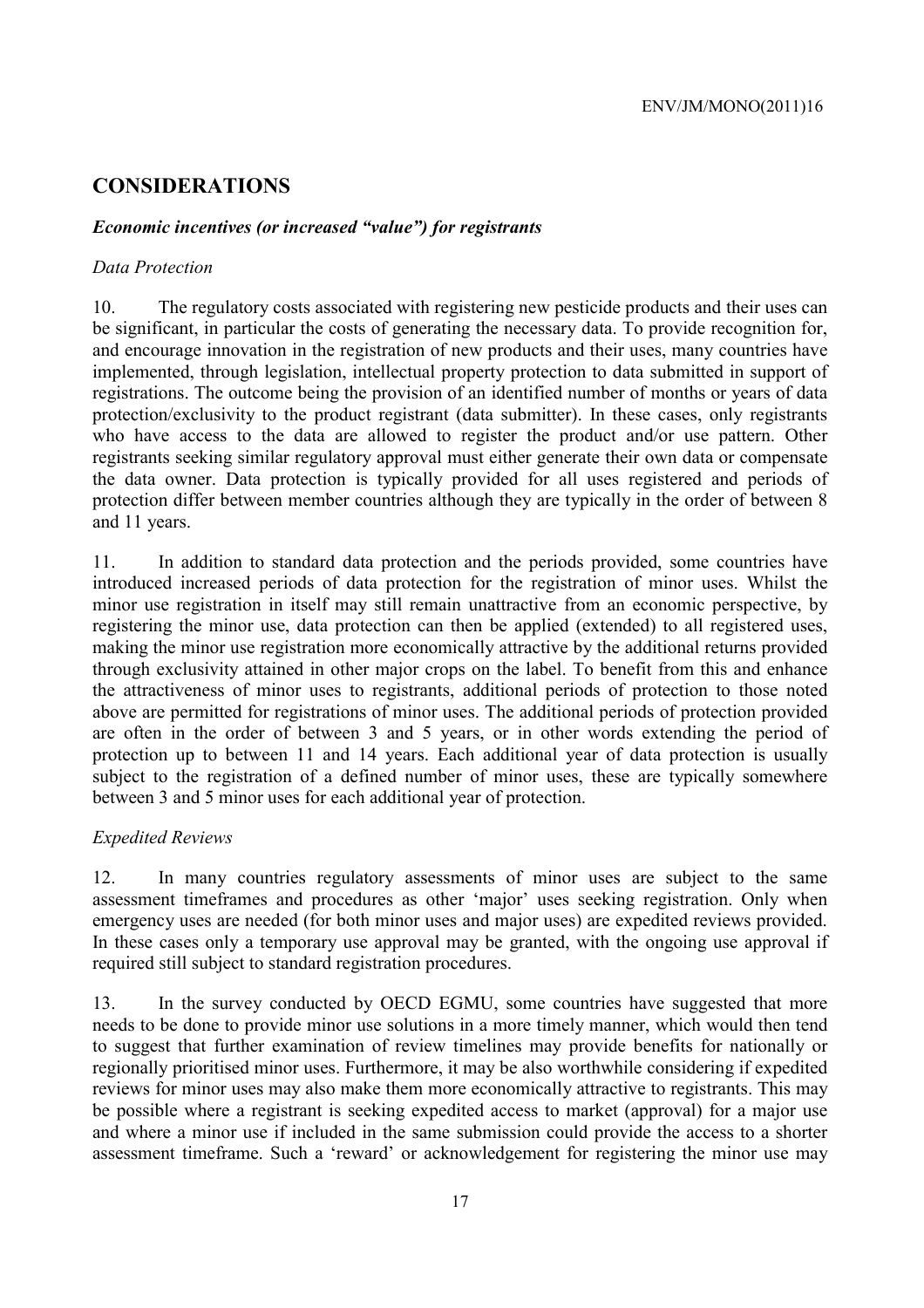## CONSIDERATIONS

### *Economic incentives (or increased "value") for registrants*

*Data Protection*

10. The regulatory costs associated with registering new pesticide products and their uses can be significant, in particular the costs of generating the necessary data. To provide recognition for, and encourage innovation in the registration of new products and their uses, many countries have implemented, through legislation, intellectual property protection to data submitted in support of registrations. The outcome being the provision of an identified number of months or years of data protection/exclusivity to the product registrant (data submitter). In these cases, only registrants who have access to the data are allowed to register the product and/or use pattern. Other registrants seeking similar regulatory approval must either generate their own data or compensate the data owner. Data protection is typically provided for all uses registered and periods of protection differ between member countries although they are typically in the order of between 8 and 11 years.

11. In addition to standard data protection and the periods provided, some countries have introduced increased periods of data protection for the registration of minor uses. Whilst the minor use registration in itself may still remain unattractive from an economic perspective, by registering the minor use, data protection can then be applied (extended) to all registered uses, making the minor use registration more economically attractive by the additional returns provided through exclusivity attained in other major crops on the label. To benefit from this and enhance the attractiveness of minor uses to registrants, additional periods of protection to those noted above are permitted for registrations of minor uses. The additional periods of protection provided are often in the order of between 3 and 5 years, or in other words extending the period of protection up to between 11 and 14 years. Each additional year of data protection is usually subject to the registration of a defined number of minor uses, these are typically somewhere between 3 and 5 minor uses for each additional year of protection.

*Expedited Reviews*

12. In many countries regulatory assessments of minor uses are subject to the same assessment timeframes and procedures as other 'major' uses seeking registration. Only when emergency uses are needed (for both minor uses and major uses) are expedited reviews provided. In these cases only a temporary use approval may be granted, with the ongoing use approval if required still subject to standard registration procedures.

13. In the survey conducted by OECD EGMU, some countries have suggested that more needs to be done to provide minor use solutions in a more timely manner, which would then tend to suggest that further examination of review timelines may provide benefits for nationally or regionally prioritised minor uses. Furthermore, it may be also worthwhile considering if expedited reviews for minor uses may also make them more economically attractive to registrants. This may be possible where a registrant is seeking expedited access to market (approval) for a major use and where a minor use if included in the same submission could provide the access to a shorter assessment timeframe. Such a 'reward' or acknowledgement for registering the minor use may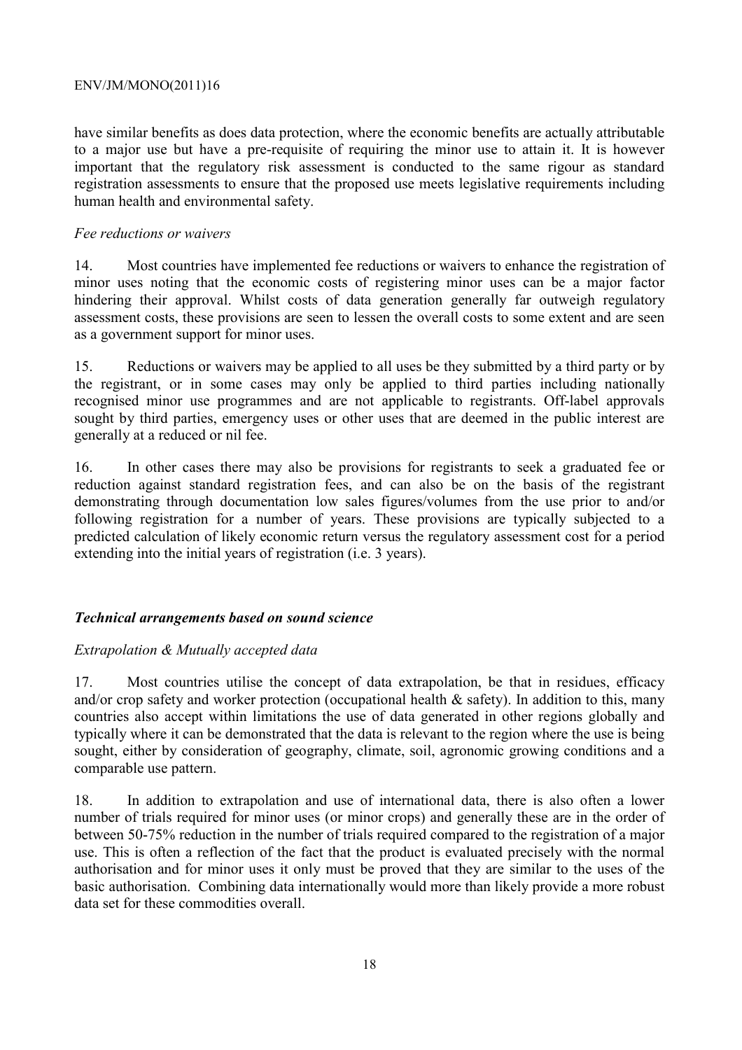have similar benefits as does data protection, where the economic benefits are actually attributable to a major use but have a pre-requisite of requiring the minor use to attain it. It is however important that the regulatory risk assessment is conducted to the same rigour as standard registration assessments to ensure that the proposed use meets legislative requirements including human health and environmental safety.

*Fee reductions or waivers*

14. Most countries have implemented fee reductions or waivers to enhance the registration of minor uses noting that the economic costs of registering minor uses can be a major factor hindering their approval. Whilst costs of data generation generally far outweigh regulatory assessment costs, these provisions are seen to lessen the overall costs to some extent and are seen as a government support for minor uses.

15. Reductions or waivers may be applied to all uses be they submitted by a third party or by the registrant, or in some cases may only be applied to third parties including nationally recognised minor use programmes and are not applicable to registrants. Off-label approvals sought by third parties, emergency uses or other uses that are deemed in the public interest are generally at a reduced or nil fee.

16. In other cases there may also be provisions for registrants to seek a graduated fee or reduction against standard registration fees, and can also be on the basis of the registrant demonstrating through documentation low sales figures/volumes from the use prior to and/or following registration for a number of years. These provisions are typically subjected to a predicted calculation of likely economic return versus the regulatory assessment cost for a period extending into the initial years of registration (i.e. 3 years).

***Technical arrangements based on sound science***

*Extrapolation & Mutually accepted data*

17. Most countries utilise the concept of data extrapolation, be that in residues, efficacy and/or crop safety and worker protection (occupational health & safety). In addition to this, many countries also accept within limitations the use of data generated in other regions globally and typically where it can be demonstrated that the data is relevant to the region where the use is being sought, either by consideration of geography, climate, soil, agronomic growing conditions and a comparable use pattern.

18. In addition to extrapolation and use of international data, there is also often a lower number of trials required for minor uses (or minor crops) and generally these are in the order of between 50-75% reduction in the number of trials required compared to the registration of a major use. This is often a reflection of the fact that the product is evaluated precisely with the normal authorisation and for minor uses it only must be proved that they are similar to the uses of the basic authorisation. Combining data internationally would more than likely provide a more robust data set for these commodities overall.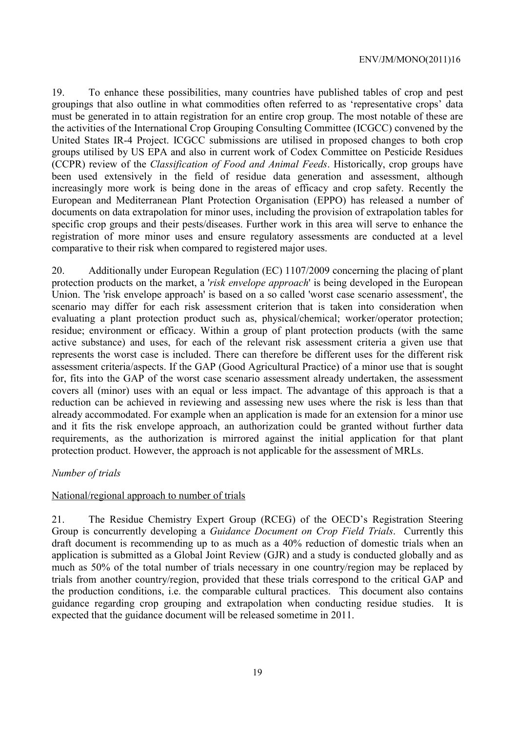19. To enhance these possibilities, many countries have published tables of crop and pest groupings that also outline in what commodities often referred to as 'representative crops' data must be generated in to attain registration for an entire crop group. The most notable of these are the activities of the International Crop Grouping Consulting Committee (ICGCC) convened by the United States IR-4 Project. ICGCC submissions are utilised in proposed changes to both crop groups utilised by US EPA and also in current work of Codex Committee on Pesticide Residues (CCPR) review of the *Classification of Food and Animal Feeds*. Historically, crop groups have been used extensively in the field of residue data generation and assessment, although increasingly more work is being done in the areas of efficacy and crop safety. Recently the European and Mediterranean Plant Protection Organisation (EPPO) has released a number of documents on data extrapolation for minor uses, including the provision of extrapolation tables for specific crop groups and their pests/diseases. Further work in this area will serve to enhance the registration of more minor uses and ensure regulatory assessments are conducted at a level comparative to their risk when compared to registered major uses.

20. Additionally under European Regulation (EC) 1107/2009 concerning the placing of plant protection products on the market, a '*risk envelope approach*' is being developed in the European Union. The 'risk envelope approach' is based on a so called 'worst case scenario assessment', the scenario may differ for each risk assessment criterion that is taken into consideration when evaluating a plant protection product such as, physical/chemical; worker/operator protection; residue; environment or efficacy. Within a group of plant protection products (with the same active substance) and uses, for each of the relevant risk assessment criteria a given use that represents the worst case is included. There can therefore be different uses for the different risk assessment criteria/aspects. If the GAP (Good Agricultural Practice) of a minor use that is sought for, fits into the GAP of the worst case scenario assessment already undertaken, the assessment covers all (minor) uses with an equal or less impact. The advantage of this approach is that a reduction can be achieved in reviewing and assessing new uses where the risk is less than that already accommodated. For example when an application is made for an extension for a minor use and it fits the risk envelope approach, an authorization could be granted without further data requirements, as the authorization is mirrored against the initial application for that plant protection product. However, the approach is not applicable for the assessment of MRLs.

*Number of trials*

National/regional approach to number of trials

21. The Residue Chemistry Expert Group (RCEG) of the OECD's Registration Steering Group is concurrently developing a *Guidance Document on Crop Field Trials*. Currently this draft document is recommending up to as much as a 40% reduction of domestic trials when an application is submitted as a Global Joint Review (GJR) and a study is conducted globally and as much as 50% of the total number of trials necessary in one country/region may be replaced by trials from another country/region, provided that these trials correspond to the critical GAP and the production conditions, i.e. the comparable cultural practices. This document also contains guidance regarding crop grouping and extrapolation when conducting residue studies. It is expected that the guidance document will be released sometime in 2011.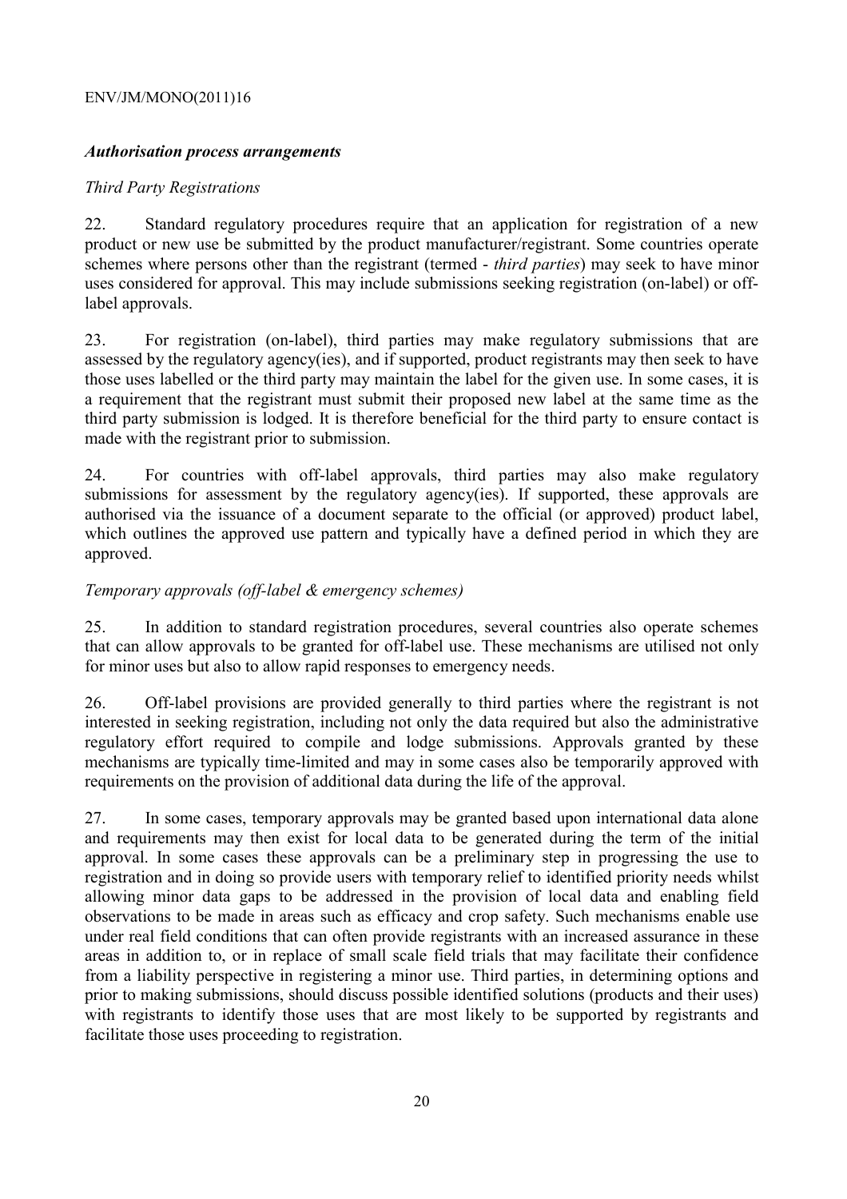### *Authorisation process arrangements*

*Third Party Registrations*

22. Standard regulatory procedures require that an application for registration of a new product or new use be submitted by the product manufacturer/registrant. Some countries operate schemes where persons other than the registrant (termed - *third parties*) may seek to have minor uses considered for approval. This may include submissions seeking registration (on-label) or off-label approvals.

23. For registration (on-label), third parties may make regulatory submissions that are assessed by the regulatory agency(ies), and if supported, product registrants may then seek to have those uses labelled or the third party may maintain the label for the given use. In some cases, it is a requirement that the registrant must submit their proposed new label at the same time as the third party submission is lodged. It is therefore beneficial for the third party to ensure contact is made with the registrant prior to submission.

24. For countries with off-label approvals, third parties may also make regulatory submissions for assessment by the regulatory agency(ies). If supported, these approvals are authorised via the issuance of a document separate to the official (or approved) product label, which outlines the approved use pattern and typically have a defined period in which they are approved.

*Temporary approvals (off-label & emergency schemes)*

25. In addition to standard registration procedures, several countries also operate schemes that can allow approvals to be granted for off-label use. These mechanisms are utilised not only for minor uses but also to allow rapid responses to emergency needs.

26. Off-label provisions are provided generally to third parties where the registrant is not interested in seeking registration, including not only the data required but also the administrative regulatory effort required to compile and lodge submissions. Approvals granted by these mechanisms are typically time-limited and may in some cases also be temporarily approved with requirements on the provision of additional data during the life of the approval.

27. In some cases, temporary approvals may be granted based upon international data alone and requirements may then exist for local data to be generated during the term of the initial approval. In some cases these approvals can be a preliminary step in progressing the use to registration and in doing so provide users with temporary relief to identified priority needs whilst allowing minor data gaps to be addressed in the provision of local data and enabling field observations to be made in areas such as efficacy and crop safety. Such mechanisms enable use under real field conditions that can often provide registrants with an increased assurance in these areas in addition to, or in replace of small scale field trials that may facilitate their confidence from a liability perspective in registering a minor use. Third parties, in determining options and prior to making submissions, should discuss possible identified solutions (products and their uses) with registrants to identify those uses that are most likely to be supported by registrants and facilitate those uses proceeding to registration.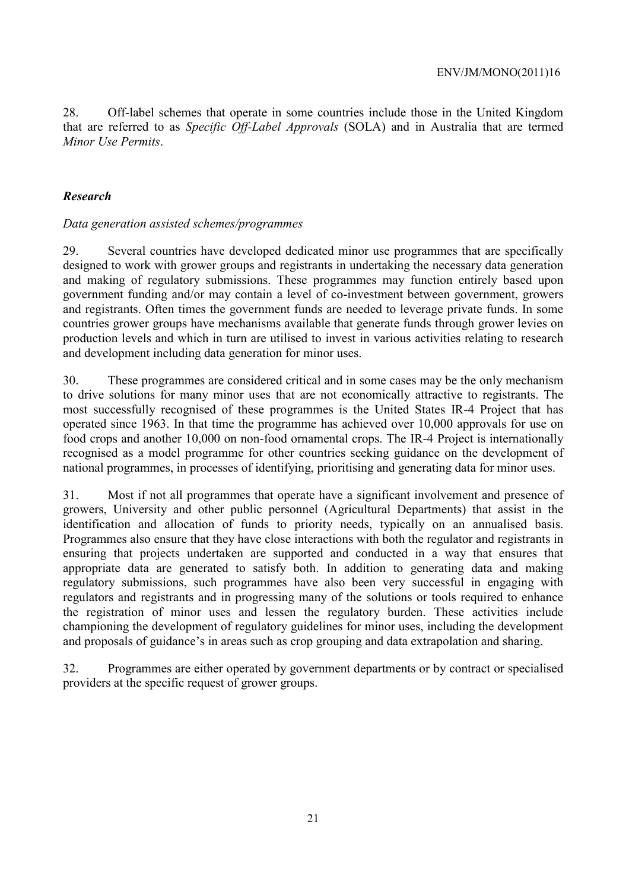28. Off-label schemes that operate in some countries include those in the United Kingdom that are referred to as *Specific Off-Label Approvals* (SOLA) and in Australia that are termed *Minor Use Permits*.

### *Research*

*Data generation assisted schemes/programmes*

29. Several countries have developed dedicated minor use programmes that are specifically designed to work with grower groups and registrants in undertaking the necessary data generation and making of regulatory submissions. These programmes may function entirely based upon government funding and/or may contain a level of co-investment between government, growers and registrants. Often times the government funds are needed to leverage private funds. In some countries grower groups have mechanisms available that generate funds through grower levies on production levels and which in turn are utilised to invest in various activities relating to research and development including data generation for minor uses.

30. These programmes are considered critical and in some cases may be the only mechanism to drive solutions for many minor uses that are not economically attractive to registrants. The most successfully recognised of these programmes is the United States IR-4 Project that has operated since 1963. In that time the programme has achieved over 10,000 approvals for use on food crops and another 10,000 on non-food ornamental crops. The IR-4 Project is internationally recognised as a model programme for other countries seeking guidance on the development of national programmes, in processes of identifying, prioritising and generating data for minor uses.

31. Most if not all programmes that operate have a significant involvement and presence of growers, University and other public personnel (Agricultural Departments) that assist in the identification and allocation of funds to priority needs, typically on an annualised basis. Programmes also ensure that they have close interactions with both the regulator and registrants in ensuring that projects undertaken are supported and conducted in a way that ensures that appropriate data are generated to satisfy both. In addition to generating data and making regulatory submissions, such programmes have also been very successful in engaging with regulators and registrants and in progressing many of the solutions or tools required to enhance the registration of minor uses and lessen the regulatory burden. These activities include championing the development of regulatory guidelines for minor uses, including the development and proposals of guidance's in areas such as crop grouping and data extrapolation and sharing.

32. Programmes are either operated by government departments or by contract or specialised providers at the specific request of grower groups.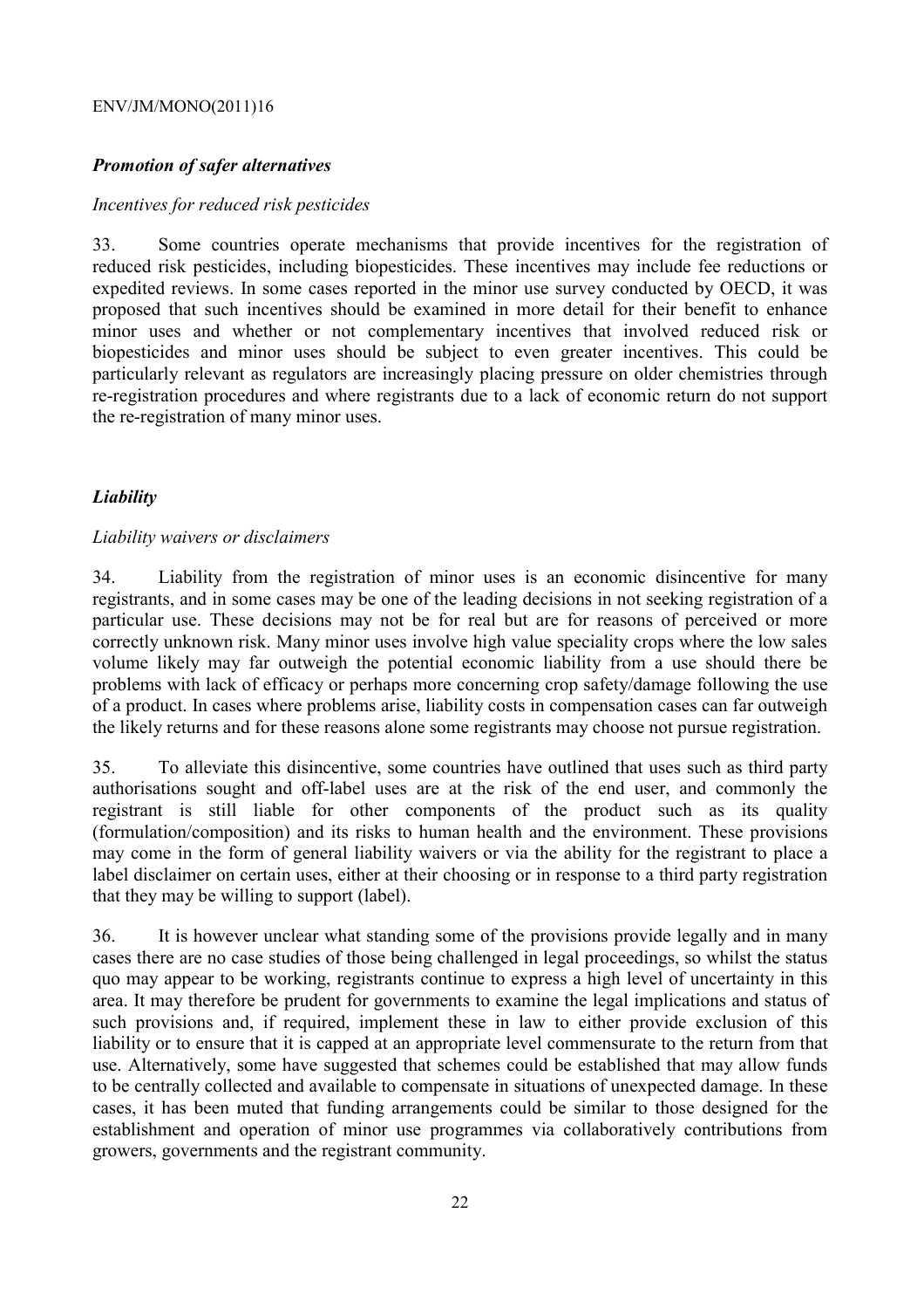### *Promotion of safer alternatives*

*Incentives for reduced risk pesticides*

33. Some countries operate mechanisms that provide incentives for the registration of reduced risk pesticides, including biopesticides. These incentives may include fee reductions or expedited reviews. In some cases reported in the minor use survey conducted by OECD, it was proposed that such incentives should be examined in more detail for their benefit to enhance minor uses and whether or not complementary incentives that involved reduced risk or biopesticides and minor uses should be subject to even greater incentives. This could be particularly relevant as regulators are increasingly placing pressure on older chemistries through re-registration procedures and where registrants due to a lack of economic return do not support the re-registration of many minor uses.

### *Liability*

*Liability waivers or disclaimers*

34. Liability from the registration of minor uses is an economic disincentive for many registrants, and in some cases may be one of the leading decisions in not seeking registration of a particular use. These decisions may not be for real but are for reasons of perceived or more correctly unknown risk. Many minor uses involve high value speciality crops where the low sales volume likely may far outweigh the potential economic liability from a use should there be problems with lack of efficacy or perhaps more concerning crop safety/damage following the use of a product. In cases where problems arise, liability costs in compensation cases can far outweigh the likely returns and for these reasons alone some registrants may choose not pursue registration.

35. To alleviate this disincentive, some countries have outlined that uses such as third party authorisations sought and off-label uses are at the risk of the end user, and commonly the registrant is still liable for other components of the product such as its quality (formulation/composition) and its risks to human health and the environment. These provisions may come in the form of general liability waivers or via the ability for the registrant to place a label disclaimer on certain uses, either at their choosing or in response to a third party registration that they may be willing to support (label).

36. It is however unclear what standing some of the provisions provide legally and in many cases there are no case studies of those being challenged in legal proceedings, so whilst the status quo may appear to be working, registrants continue to express a high level of uncertainty in this area. It may therefore be prudent for governments to examine the legal implications and status of such provisions and, if required, implement these in law to either provide exclusion of this liability or to ensure that it is capped at an appropriate level commensurate to the return from that use. Alternatively, some have suggested that schemes could be established that may allow funds to be centrally collected and available to compensate in situations of unexpected damage. In these cases, it has been muted that funding arrangements could be similar to those designed for the establishment and operation of minor use programmes via collaboratively contributions from growers, governments and the registrant community.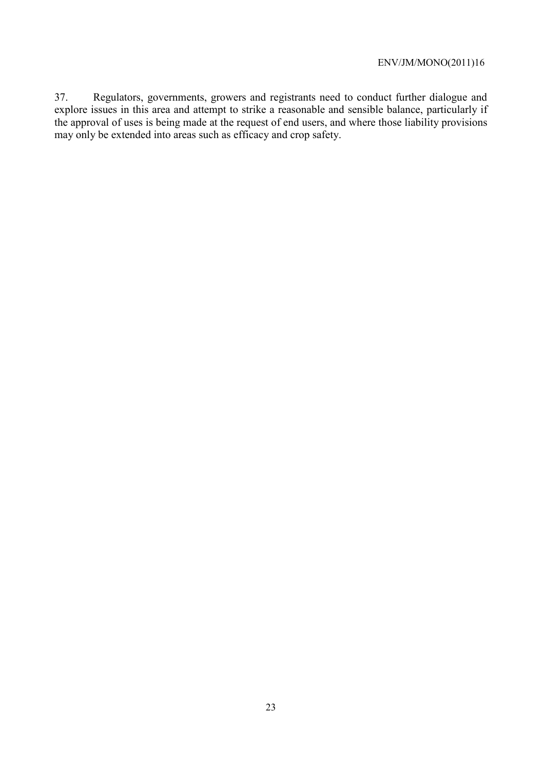37. Regulators, governments, growers and registrants need to conduct further dialogue and explore issues in this area and attempt to strike a reasonable and sensible balance, particularly if the approval of uses is being made at the request of end users, and where those liability provisions may only be extended into areas such as efficacy and crop safety.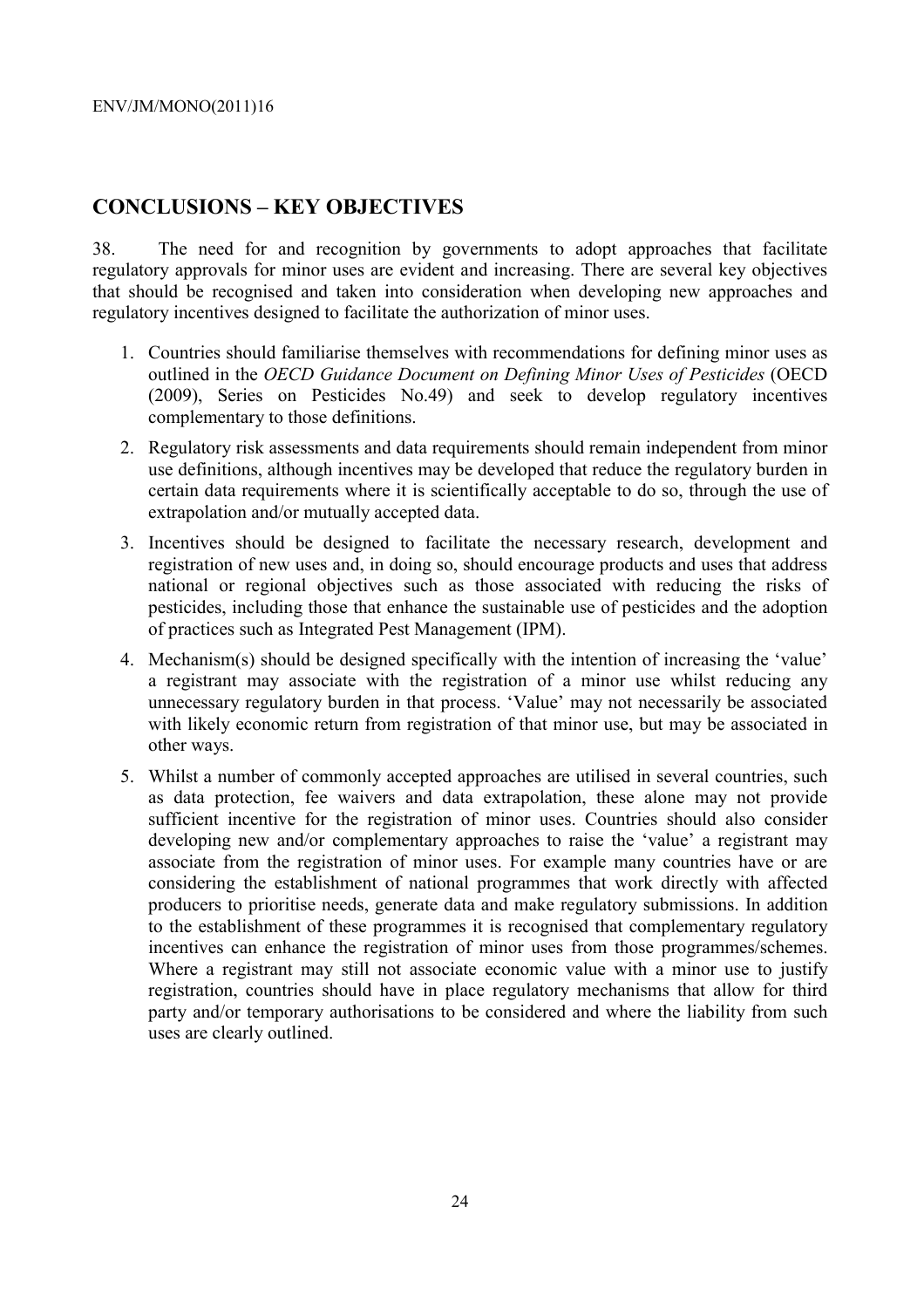## CONCLUSIONS – KEY OBJECTIVES

38. The need for and recognition by governments to adopt approaches that facilitate regulatory approvals for minor uses are evident and increasing. There are several key objectives that should be recognised and taken into consideration when developing new approaches and regulatory incentives designed to facilitate the authorization of minor uses.

1. Countries should familiarise themselves with recommendations for defining minor uses as outlined in the *OECD Guidance Document on Defining Minor Uses of Pesticides* (OECD (2009), Series on Pesticides No.49) and seek to develop regulatory incentives complementary to those definitions.
2. Regulatory risk assessments and data requirements should remain independent from minor use definitions, although incentives may be developed that reduce the regulatory burden in certain data requirements where it is scientifically acceptable to do so, through the use of extrapolation and/or mutually accepted data.
3. Incentives should be designed to facilitate the necessary research, development and registration of new uses and, in doing so, should encourage products and uses that address national or regional objectives such as those associated with reducing the risks of pesticides, including those that enhance the sustainable use of pesticides and the adoption of practices such as Integrated Pest Management (IPM).
4. Mechanism(s) should be designed specifically with the intention of increasing the 'value' a registrant may associate with the registration of a minor use whilst reducing any unnecessary regulatory burden in that process. 'Value' may not necessarily be associated with likely economic return from registration of that minor use, but may be associated in other ways.
5. Whilst a number of commonly accepted approaches are utilised in several countries, such as data protection, fee waivers and data extrapolation, these alone may not provide sufficient incentive for the registration of minor uses. Countries should also consider developing new and/or complementary approaches to raise the 'value' a registrant may associate from the registration of minor uses. For example many countries have or are considering the establishment of national programmes that work directly with affected producers to prioritise needs, generate data and make regulatory submissions. In addition to the establishment of these programmes it is recognised that complementary regulatory incentives can enhance the registration of minor uses from those programmes/schemes. Where a registrant may still not associate economic value with a minor use to justify registration, countries should have in place regulatory mechanisms that allow for third party and/or temporary authorisations to be considered and where the liability from such uses are clearly outlined.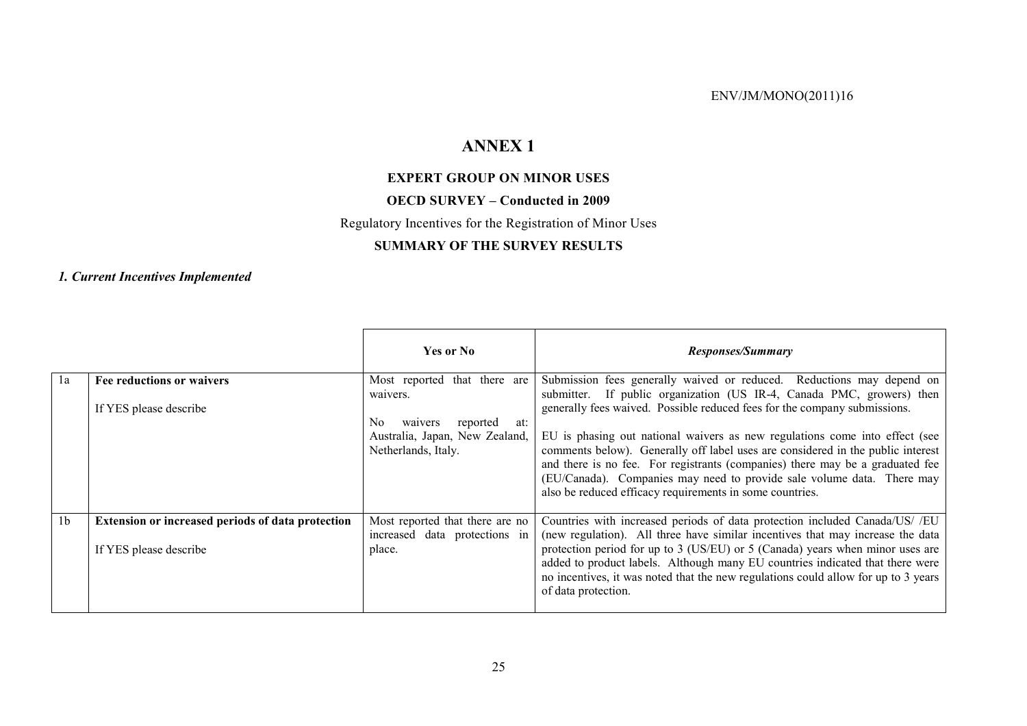# ANNEX 1

## EXPERT GROUP ON MINOR USES

## OECD SURVEY – Conducted in 2009

Regulatory Incentives for the Registration of Minor Uses

## SUMMARY OF THE SURVEY RESULTS

### *1. Current Incentives Implemented*

| | | Yes or No | *Responses/Summary* |
|---|---|---|---|
| 1a | **Fee reductions or waivers**<br><br>If YES please describe | Most reported that there are waivers.<br><br>No waivers reported at: Australia, Japan, New Zealand, Netherlands, Italy. | Submission fees generally waived or reduced. Reductions may depend on submitter. If public organization (US IR-4, Canada PMC, growers) then generally fees waived. Possible reduced fees for the company submissions.<br><br>EU is phasing out national waivers as new regulations come into effect (see comments below). Generally off label uses are considered in the public interest and there is no fee. For registrants (companies) there may be a graduated fee (EU/Canada). Companies may need to provide sale volume data. There may also be reduced efficacy requirements in some countries. |
| 1b | **Extension or increased periods of data protection**<br><br>If YES please describe | Most reported that there are no increased data protections in place. | Countries with increased periods of data protection included Canada/US/ /EU (new regulation). All three have similar incentives that may increase the data protection period for up to 3 (US/EU) or 5 (Canada) years when minor uses are added to product labels. Although many EU countries indicated that there were no incentives, it was noted that the new regulations could allow for up to 3 years of data protection. |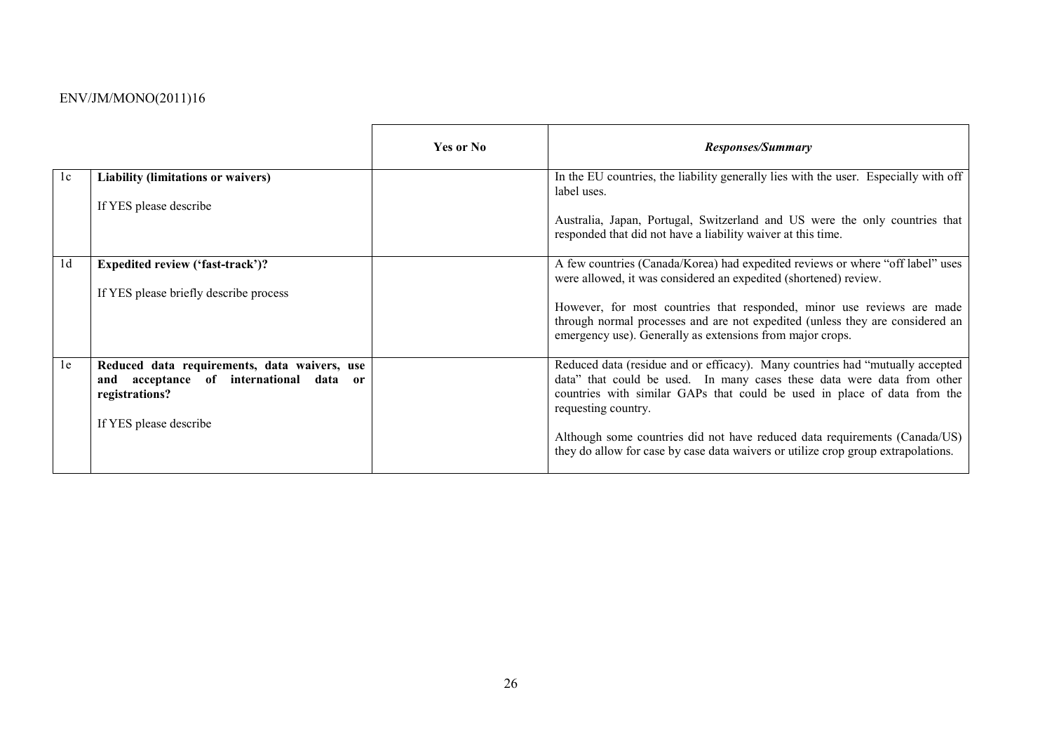| | | Yes or No | *Responses/Summary* |
|---|---|---|---|
| 1c | **Liability (limitations or waivers)**<br><br>If YES please describe | | In the EU countries, the liability generally lies with the user. Especially with off label uses.<br><br>Australia, Japan, Portugal, Switzerland and US were the only countries that responded that did not have a liability waiver at this time. |
| 1d | **Expedited review ('fast-track')?**<br><br>If YES please briefly describe process | | A few countries (Canada/Korea) had expedited reviews or where "off label" uses were allowed, it was considered an expedited (shortened) review.<br><br>However, for most countries that responded, minor use reviews are made through normal processes and are not expedited (unless they are considered an emergency use). Generally as extensions from major crops. |
| 1e | **Reduced data requirements, data waivers, use and acceptance of international data or registrations?**<br><br>If YES please describe | | Reduced data (residue and or efficacy). Many countries had "mutually accepted data" that could be used. In many cases these data were data from other countries with similar GAPs that could be used in place of data from the requesting country.<br><br>Although some countries did not have reduced data requirements (Canada/US) they do allow for case by case data waivers or utilize crop group extrapolations. |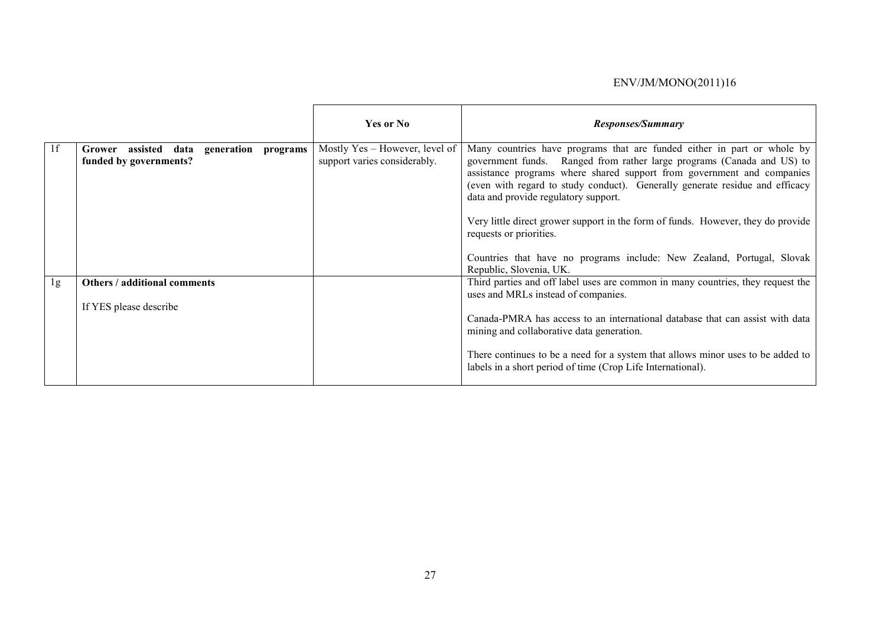| | | Yes or No | *Responses/Summary* |
|---|---|---|---|
| 1f | **Grower assisted data generation programs funded by governments?** | Mostly Yes – However, level of support varies considerably. | Many countries have programs that are funded either in part or whole by government funds. Ranged from rather large programs (Canada and US) to assistance programs where shared support from government and companies (even with regard to study conduct). Generally generate residue and efficacy data and provide regulatory support.<br><br>Very little direct grower support in the form of funds. However, they do provide requests or priorities.<br><br>Countries that have no programs include: New Zealand, Portugal, Slovak Republic, Slovenia, UK. |
| 1g | **Others / additional comments**<br><br>If YES please describe | | Third parties and off label uses are common in many countries, they request the uses and MRLs instead of companies.<br><br>Canada-PMRA has access to an international database that can assist with data mining and collaborative data generation.<br><br>There continues to be a need for a system that allows minor uses to be added to labels in a short period of time (Crop Life International). |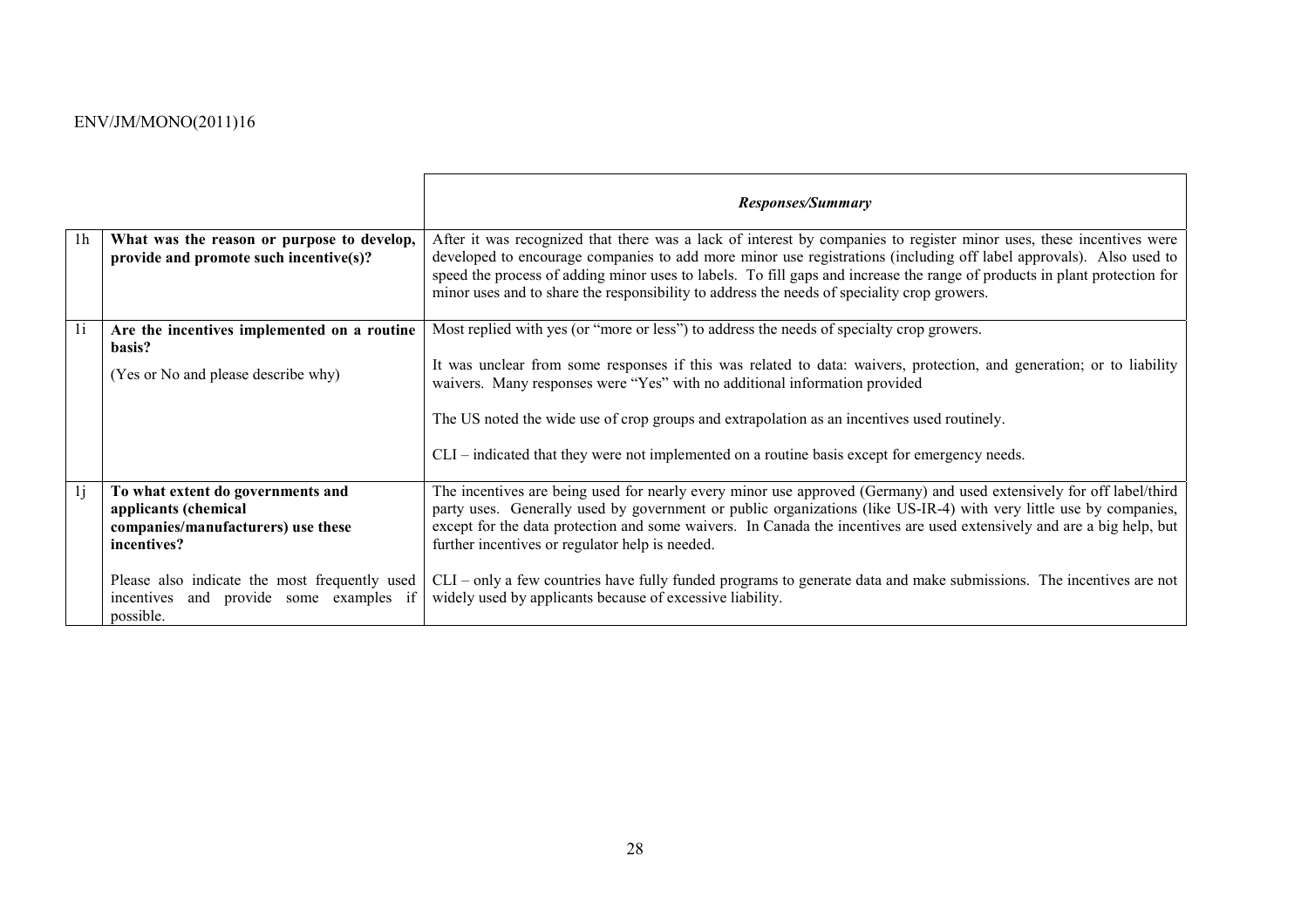| | | *Responses/Summary* |
|---|---|---|
| 1h | **What was the reason or purpose to develop, provide and promote such incentive(s)?** | After it was recognized that there was a lack of interest by companies to register minor uses, these incentives were developed to encourage companies to add more minor use registrations (including off label approvals). Also used to speed the process of adding minor uses to labels. To fill gaps and increase the range of products in plant protection for minor uses and to share the responsibility to address the needs of speciality crop growers. |
| 1i | **Are the incentives implemented on a routine basis?**<br><br>(Yes or No and please describe why) | Most replied with yes (or "more or less") to address the needs of specialty crop growers.<br><br>It was unclear from some responses if this was related to data: waivers, protection, and generation; or to liability waivers. Many responses were "Yes" with no additional information provided<br><br>The US noted the wide use of crop groups and extrapolation as an incentives used routinely.<br><br>CLI – indicated that they were not implemented on a routine basis except for emergency needs. |
| 1j | **To what extent do governments and applicants (chemical companies/manufacturers) use these incentives?**<br><br>Please also indicate the most frequently used incentives and provide some examples if possible. | The incentives are being used for nearly every minor use approved (Germany) and used extensively for off label/third party uses. Generally used by government or public organizations (like US-IR-4) with very little use by companies, except for the data protection and some waivers. In Canada the incentives are used extensively and are a big help, but further incentives or regulator help is needed.<br><br>CLI – only a few countries have fully funded programs to generate data and make submissions. The incentives are not widely used by applicants because of excessive liability. |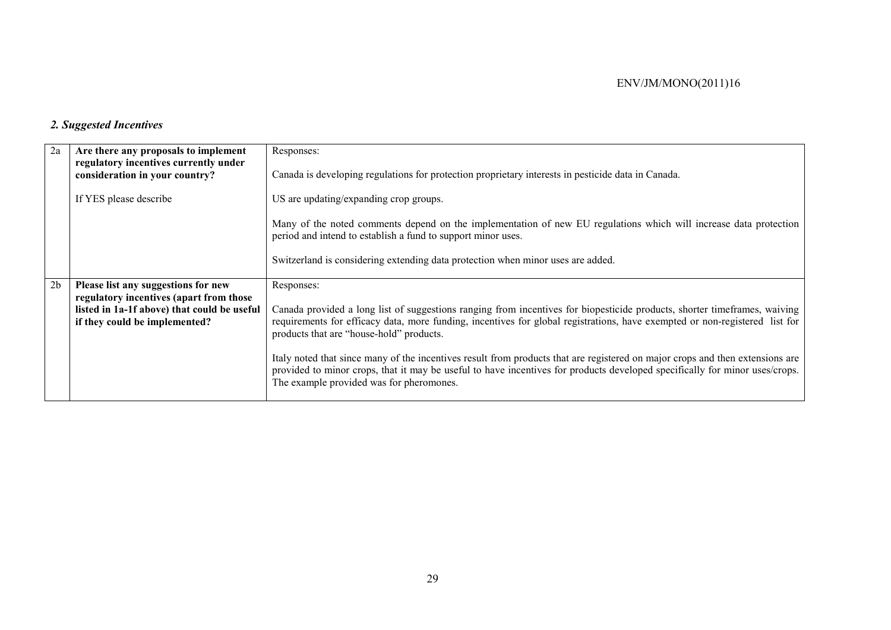## *2. Suggested Incentives*

| | | |
|---|---|---|
| 2a | **Are there any proposals to implement regulatory incentives currently under consideration in your country?**<br><br>If YES please describe | Responses:<br><br>Canada is developing regulations for protection proprietary interests in pesticide data in Canada.<br><br>US are updating/expanding crop groups.<br><br>Many of the noted comments depend on the implementation of new EU regulations which will increase data protection period and intend to establish a fund to support minor uses.<br><br>Switzerland is considering extending data protection when minor uses are added. |
| 2b | **Please list any suggestions for new regulatory incentives (apart from those listed in 1a-1f above) that could be useful if they could be implemented?** | Responses:<br><br>Canada provided a long list of suggestions ranging from incentives for biopesticide products, shorter timeframes, waiving requirements for efficacy data, more funding, incentives for global registrations, have exempted or non-registered list for products that are "house-hold" products.<br><br>Italy noted that since many of the incentives result from products that are registered on major crops and then extensions are provided to minor crops, that it may be useful to have incentives for products developed specifically for minor uses/crops. The example provided was for pheromones. |